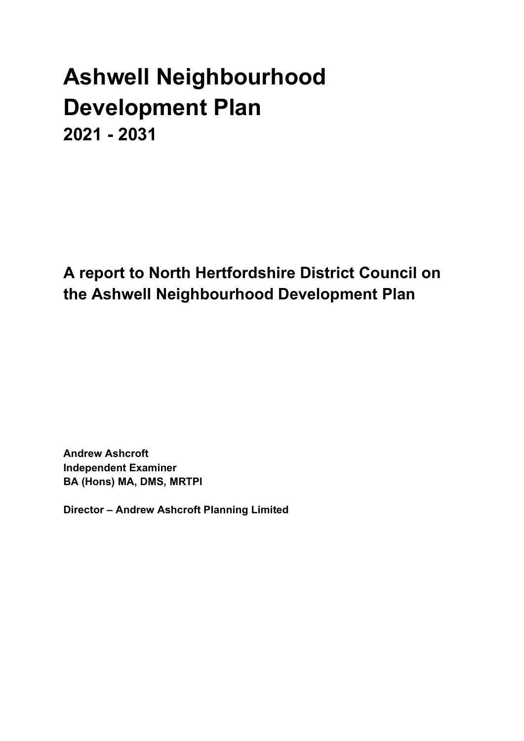# Ashwell Neighbourhood Development Plan

## 2021 - 2031

## A report to North Hertfordshire District Council on the Ashwell Neighbourhood Development Plan

**Andrew Ashcroft**
**Independent Examiner**
**BA (Hons) MA, DMS, MRTPI**

**Director – Andrew Ashcroft Planning Limited**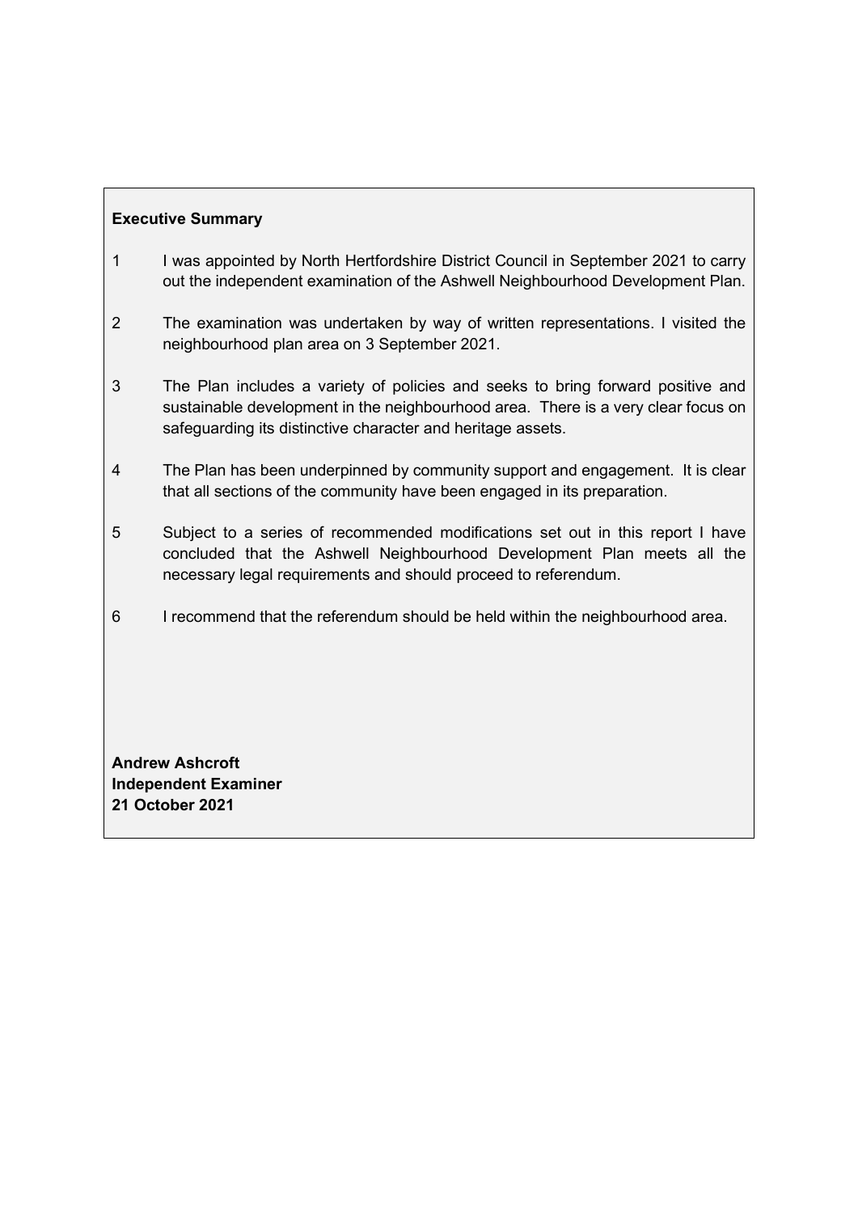**Executive Summary**

1 I was appointed by North Hertfordshire District Council in September 2021 to carry out the independent examination of the Ashwell Neighbourhood Development Plan.

2 The examination was undertaken by way of written representations. I visited the neighbourhood plan area on 3 September 2021.

3 The Plan includes a variety of policies and seeks to bring forward positive and sustainable development in the neighbourhood area. There is a very clear focus on safeguarding its distinctive character and heritage assets.

4 The Plan has been underpinned by community support and engagement. It is clear that all sections of the community have been engaged in its preparation.

5 Subject to a series of recommended modifications set out in this report I have concluded that the Ashwell Neighbourhood Development Plan meets all the necessary legal requirements and should proceed to referendum.

6 I recommend that the referendum should be held within the neighbourhood area.

**Andrew Ashcroft**
**Independent Examiner**
**21 October 2021**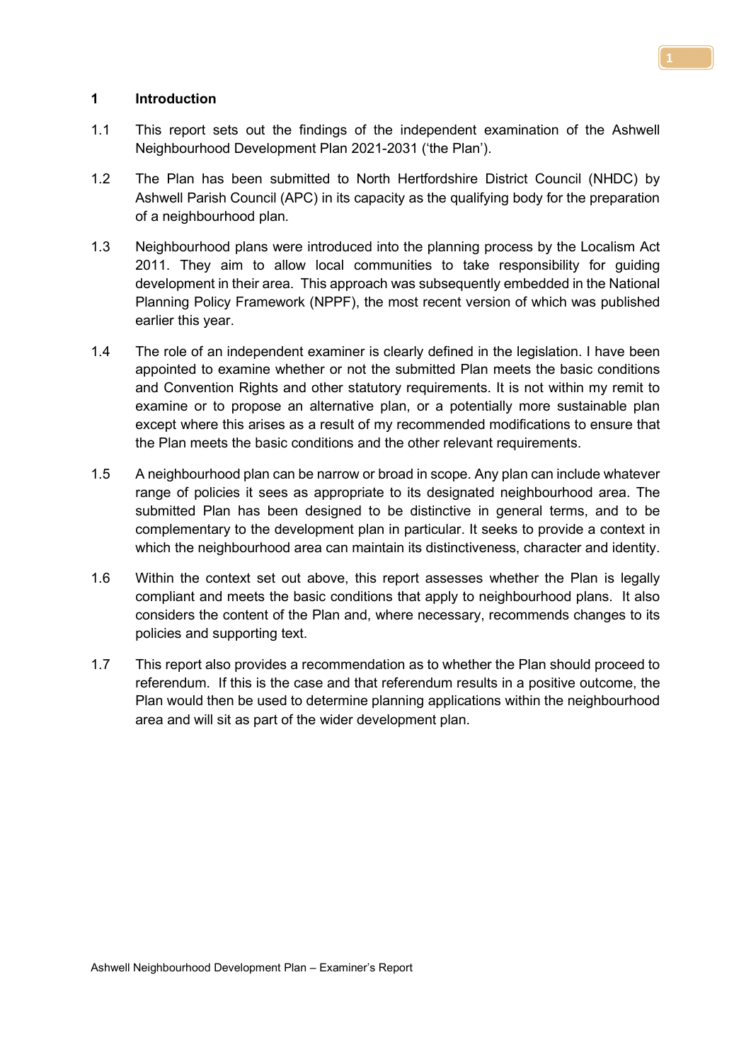## 1 Introduction

1.1 This report sets out the findings of the independent examination of the Ashwell Neighbourhood Development Plan 2021-2031 ('the Plan').

1.2 The Plan has been submitted to North Hertfordshire District Council (NHDC) by Ashwell Parish Council (APC) in its capacity as the qualifying body for the preparation of a neighbourhood plan.

1.3 Neighbourhood plans were introduced into the planning process by the Localism Act 2011. They aim to allow local communities to take responsibility for guiding development in their area. This approach was subsequently embedded in the National Planning Policy Framework (NPPF), the most recent version of which was published earlier this year.

1.4 The role of an independent examiner is clearly defined in the legislation. I have been appointed to examine whether or not the submitted Plan meets the basic conditions and Convention Rights and other statutory requirements. It is not within my remit to examine or to propose an alternative plan, or a potentially more sustainable plan except where this arises as a result of my recommended modifications to ensure that the Plan meets the basic conditions and the other relevant requirements.

1.5 A neighbourhood plan can be narrow or broad in scope. Any plan can include whatever range of policies it sees as appropriate to its designated neighbourhood area. The submitted Plan has been designed to be distinctive in general terms, and to be complementary to the development plan in particular. It seeks to provide a context in which the neighbourhood area can maintain its distinctiveness, character and identity.

1.6 Within the context set out above, this report assesses whether the Plan is legally compliant and meets the basic conditions that apply to neighbourhood plans. It also considers the content of the Plan and, where necessary, recommends changes to its policies and supporting text.

1.7 This report also provides a recommendation as to whether the Plan should proceed to referendum. If this is the case and that referendum results in a positive outcome, the Plan would then be used to determine planning applications within the neighbourhood area and will sit as part of the wider development plan.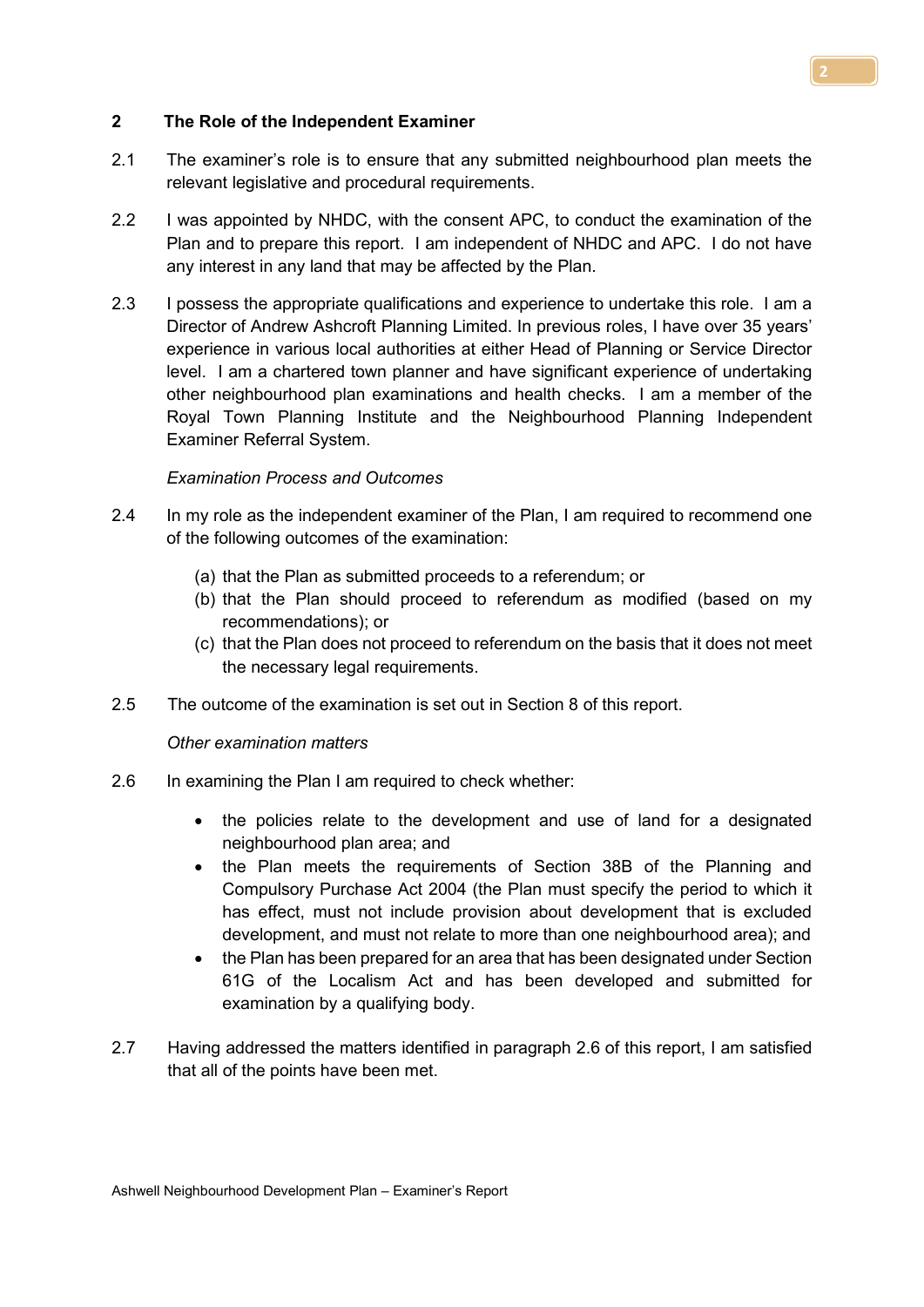## 2 The Role of the Independent Examiner

2.1 The examiner's role is to ensure that any submitted neighbourhood plan meets the relevant legislative and procedural requirements.

2.2 I was appointed by NHDC, with the consent APC, to conduct the examination of the Plan and to prepare this report. I am independent of NHDC and APC. I do not have any interest in any land that may be affected by the Plan.

2.3 I possess the appropriate qualifications and experience to undertake this role. I am a Director of Andrew Ashcroft Planning Limited. In previous roles, I have over 35 years' experience in various local authorities at either Head of Planning or Service Director level. I am a chartered town planner and have significant experience of undertaking other neighbourhood plan examinations and health checks. I am a member of the Royal Town Planning Institute and the Neighbourhood Planning Independent Examiner Referral System.

*Examination Process and Outcomes*

2.4 In my role as the independent examiner of the Plan, I am required to recommend one of the following outcomes of the examination:

(a) that the Plan as submitted proceeds to a referendum; or
(b) that the Plan should proceed to referendum as modified (based on my recommendations); or
(c) that the Plan does not proceed to referendum on the basis that it does not meet the necessary legal requirements.

2.5 The outcome of the examination is set out in Section 8 of this report.

*Other examination matters*

2.6 In examining the Plan I am required to check whether:

- the policies relate to the development and use of land for a designated neighbourhood plan area; and
- the Plan meets the requirements of Section 38B of the Planning and Compulsory Purchase Act 2004 (the Plan must specify the period to which it has effect, must not include provision about development that is excluded development, and must not relate to more than one neighbourhood area); and
- the Plan has been prepared for an area that has been designated under Section 61G of the Localism Act and has been developed and submitted for examination by a qualifying body.

2.7 Having addressed the matters identified in paragraph 2.6 of this report, I am satisfied that all of the points have been met.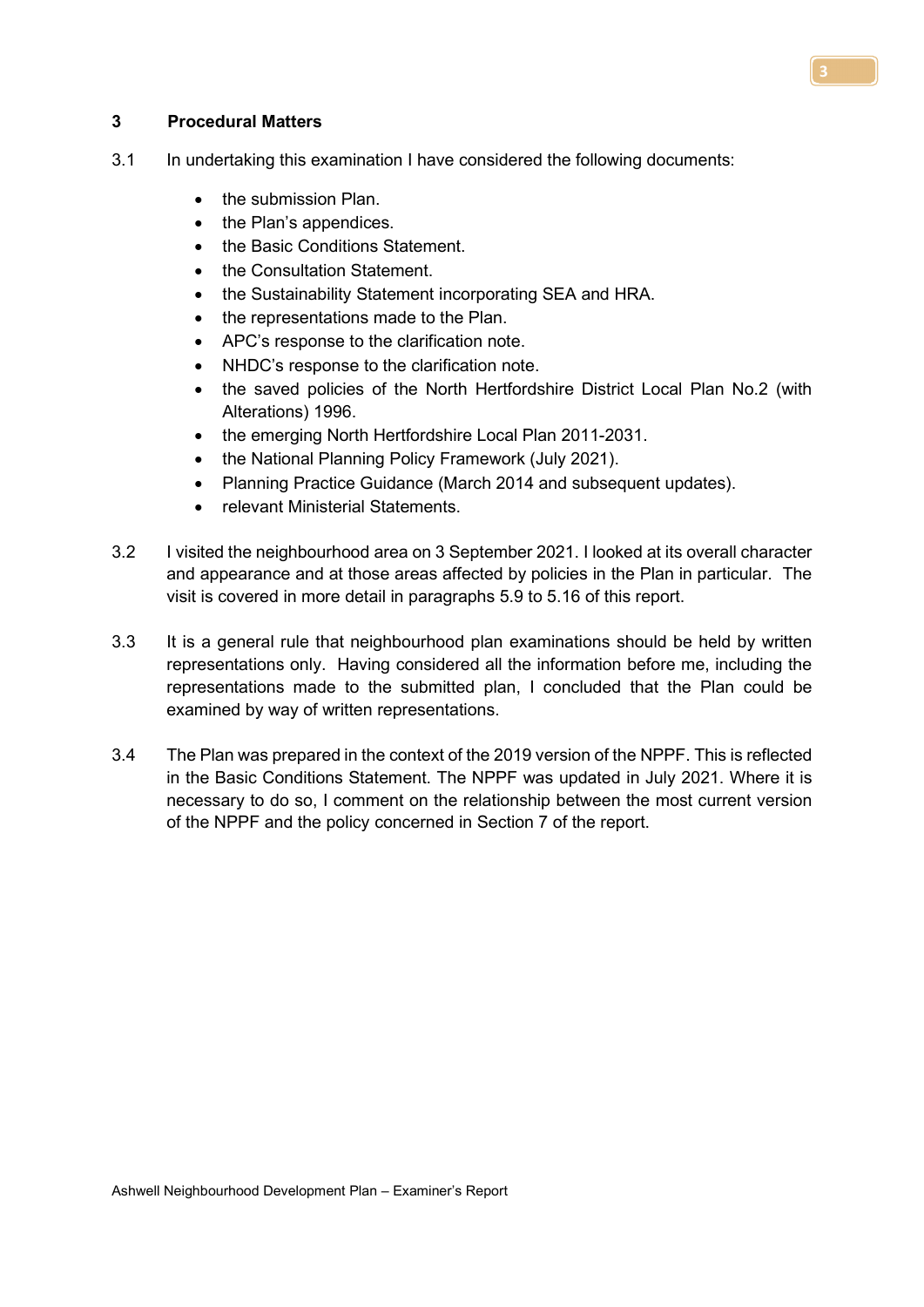## 3 Procedural Matters

3.1 In undertaking this examination I have considered the following documents:

- the submission Plan.
- the Plan's appendices.
- the Basic Conditions Statement.
- the Consultation Statement.
- the Sustainability Statement incorporating SEA and HRA.
- the representations made to the Plan.
- APC's response to the clarification note.
- NHDC's response to the clarification note.
- the saved policies of the North Hertfordshire District Local Plan No.2 (with Alterations) 1996.
- the emerging North Hertfordshire Local Plan 2011-2031.
- the National Planning Policy Framework (July 2021).
- Planning Practice Guidance (March 2014 and subsequent updates).
- relevant Ministerial Statements.

3.2 I visited the neighbourhood area on 3 September 2021. I looked at its overall character and appearance and at those areas affected by policies in the Plan in particular. The visit is covered in more detail in paragraphs 5.9 to 5.16 of this report.

3.3 It is a general rule that neighbourhood plan examinations should be held by written representations only. Having considered all the information before me, including the representations made to the submitted plan, I concluded that the Plan could be examined by way of written representations.

3.4 The Plan was prepared in the context of the 2019 version of the NPPF. This is reflected in the Basic Conditions Statement. The NPPF was updated in July 2021. Where it is necessary to do so, I comment on the relationship between the most current version of the NPPF and the policy concerned in Section 7 of the report.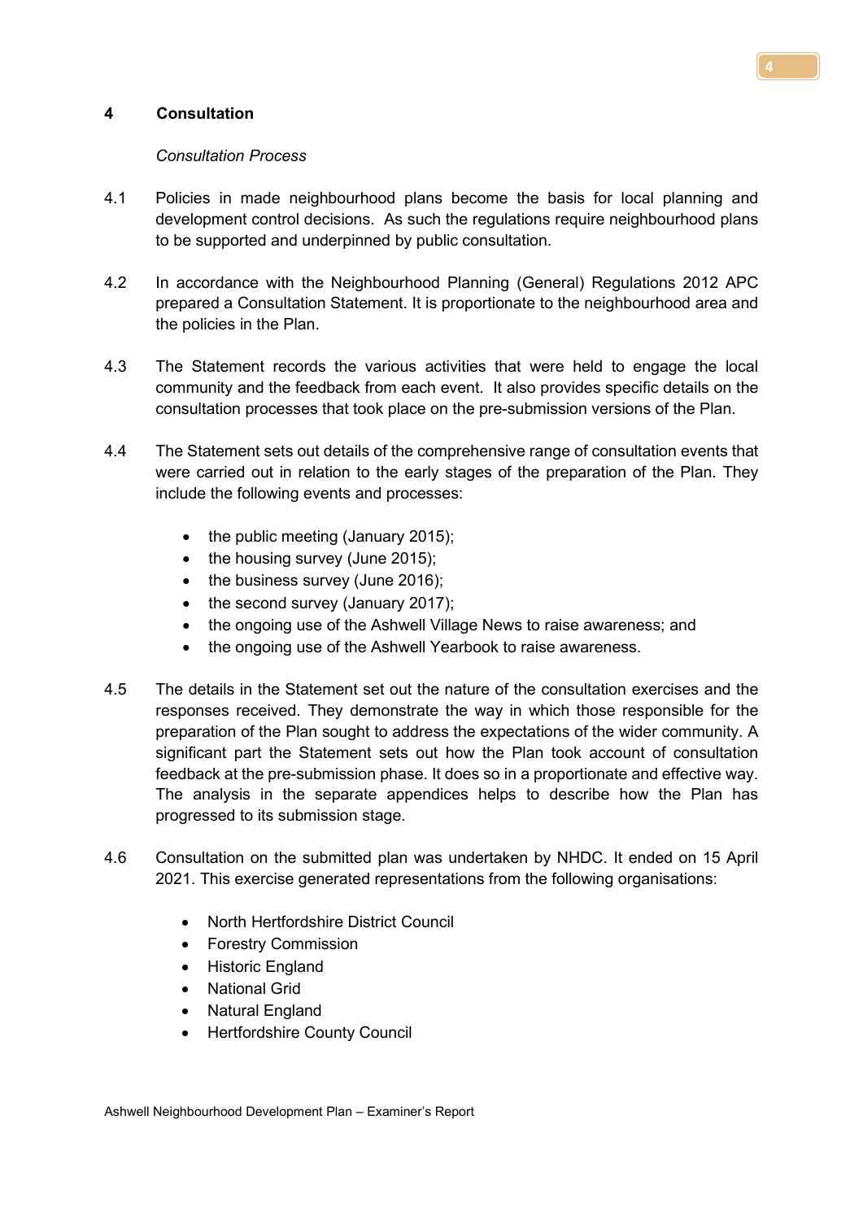## 4 Consultation

*Consultation Process*

4.1 Policies in made neighbourhood plans become the basis for local planning and development control decisions. As such the regulations require neighbourhood plans to be supported and underpinned by public consultation.

4.2 In accordance with the Neighbourhood Planning (General) Regulations 2012 APC prepared a Consultation Statement. It is proportionate to the neighbourhood area and the policies in the Plan.

4.3 The Statement records the various activities that were held to engage the local community and the feedback from each event. It also provides specific details on the consultation processes that took place on the pre-submission versions of the Plan.

4.4 The Statement sets out details of the comprehensive range of consultation events that were carried out in relation to the early stages of the preparation of the Plan. They include the following events and processes:

- the public meeting (January 2015);
- the housing survey (June 2015);
- the business survey (June 2016);
- the second survey (January 2017);
- the ongoing use of the Ashwell Village News to raise awareness; and
- the ongoing use of the Ashwell Yearbook to raise awareness.

4.5 The details in the Statement set out the nature of the consultation exercises and the responses received. They demonstrate the way in which those responsible for the preparation of the Plan sought to address the expectations of the wider community. A significant part the Statement sets out how the Plan took account of consultation feedback at the pre-submission phase. It does so in a proportionate and effective way. The analysis in the separate appendices helps to describe how the Plan has progressed to its submission stage.

4.6 Consultation on the submitted plan was undertaken by NHDC. It ended on 15 April 2021. This exercise generated representations from the following organisations:

- North Hertfordshire District Council
- Forestry Commission
- Historic England
- National Grid
- Natural England
- Hertfordshire County Council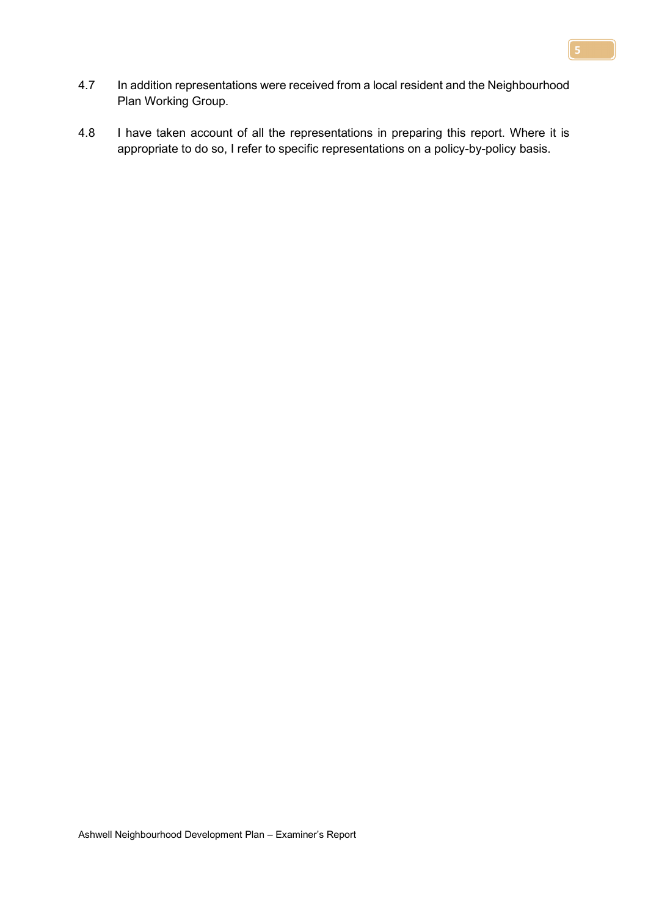4.7 In addition representations were received from a local resident and the Neighbourhood Plan Working Group.

4.8 I have taken account of all the representations in preparing this report. Where it is appropriate to do so, I refer to specific representations on a policy-by-policy basis.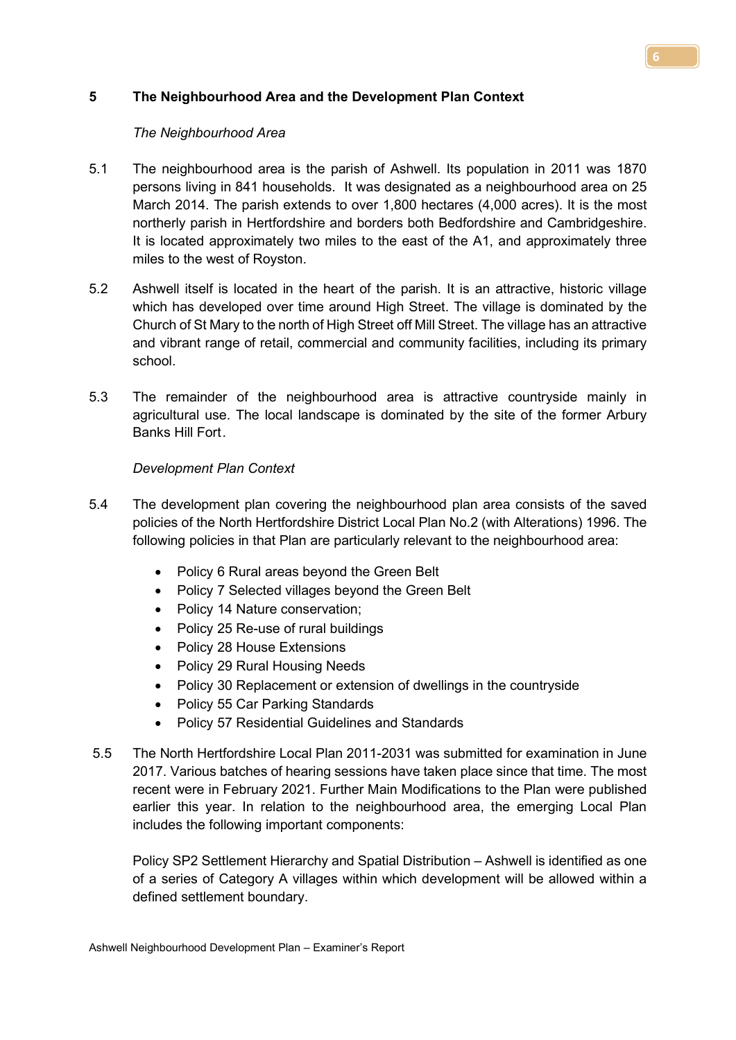## 5 The Neighbourhood Area and the Development Plan Context

*The Neighbourhood Area*

5.1 The neighbourhood area is the parish of Ashwell. Its population in 2011 was 1870 persons living in 841 households. It was designated as a neighbourhood area on 25 March 2014. The parish extends to over 1,800 hectares (4,000 acres). It is the most northerly parish in Hertfordshire and borders both Bedfordshire and Cambridgeshire. It is located approximately two miles to the east of the A1, and approximately three miles to the west of Royston.

5.2 Ashwell itself is located in the heart of the parish. It is an attractive, historic village which has developed over time around High Street. The village is dominated by the Church of St Mary to the north of High Street off Mill Street. The village has an attractive and vibrant range of retail, commercial and community facilities, including its primary school.

5.3 The remainder of the neighbourhood area is attractive countryside mainly in agricultural use. The local landscape is dominated by the site of the former Arbury Banks Hill Fort.

*Development Plan Context*

5.4 The development plan covering the neighbourhood plan area consists of the saved policies of the North Hertfordshire District Local Plan No.2 (with Alterations) 1996. The following policies in that Plan are particularly relevant to the neighbourhood area:

- Policy 6 Rural areas beyond the Green Belt
- Policy 7 Selected villages beyond the Green Belt
- Policy 14 Nature conservation;
- Policy 25 Re-use of rural buildings
- Policy 28 House Extensions
- Policy 29 Rural Housing Needs
- Policy 30 Replacement or extension of dwellings in the countryside
- Policy 55 Car Parking Standards
- Policy 57 Residential Guidelines and Standards

5.5 The North Hertfordshire Local Plan 2011-2031 was submitted for examination in June 2017. Various batches of hearing sessions have taken place since that time. The most recent were in February 2021. Further Main Modifications to the Plan were published earlier this year. In relation to the neighbourhood area, the emerging Local Plan includes the following important components:

Policy SP2 Settlement Hierarchy and Spatial Distribution – Ashwell is identified as one of a series of Category A villages within which development will be allowed within a defined settlement boundary.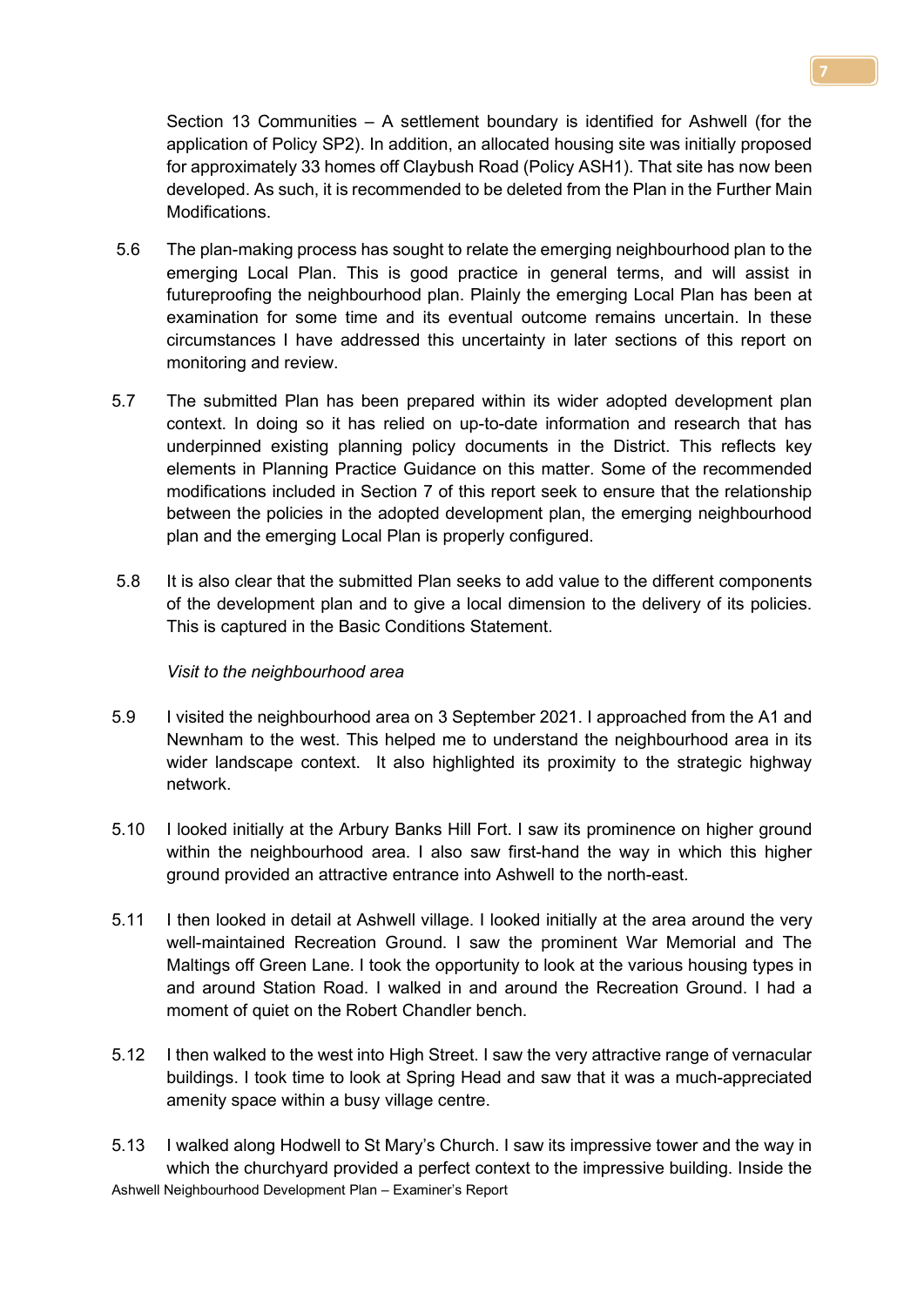Section 13 Communities – A settlement boundary is identified for Ashwell (for the application of Policy SP2). In addition, an allocated housing site was initially proposed for approximately 33 homes off Claybush Road (Policy ASH1). That site has now been developed. As such, it is recommended to be deleted from the Plan in the Further Main Modifications.

5.6 The plan-making process has sought to relate the emerging neighbourhood plan to the emerging Local Plan. This is good practice in general terms, and will assist in futureproofing the neighbourhood plan. Plainly the emerging Local Plan has been at examination for some time and its eventual outcome remains uncertain. In these circumstances I have addressed this uncertainty in later sections of this report on monitoring and review.

5.7 The submitted Plan has been prepared within its wider adopted development plan context. In doing so it has relied on up-to-date information and research that has underpinned existing planning policy documents in the District. This reflects key elements in Planning Practice Guidance on this matter. Some of the recommended modifications included in Section 7 of this report seek to ensure that the relationship between the policies in the adopted development plan, the emerging neighbourhood plan and the emerging Local Plan is properly configured.

5.8 It is also clear that the submitted Plan seeks to add value to the different components of the development plan and to give a local dimension to the delivery of its policies. This is captured in the Basic Conditions Statement.

*Visit to the neighbourhood area*

5.9 I visited the neighbourhood area on 3 September 2021. I approached from the A1 and Newnham to the west. This helped me to understand the neighbourhood area in its wider landscape context. It also highlighted its proximity to the strategic highway network.

5.10 I looked initially at the Arbury Banks Hill Fort. I saw its prominence on higher ground within the neighbourhood area. I also saw first-hand the way in which this higher ground provided an attractive entrance into Ashwell to the north-east.

5.11 I then looked in detail at Ashwell village. I looked initially at the area around the very well-maintained Recreation Ground. I saw the prominent War Memorial and The Maltings off Green Lane. I took the opportunity to look at the various housing types in and around Station Road. I walked in and around the Recreation Ground. I had a moment of quiet on the Robert Chandler bench.

5.12 I then walked to the west into High Street. I saw the very attractive range of vernacular buildings. I took time to look at Spring Head and saw that it was a much-appreciated amenity space within a busy village centre.

5.13 I walked along Hodwell to St Mary's Church. I saw its impressive tower and the way in which the churchyard provided a perfect context to the impressive building. Inside the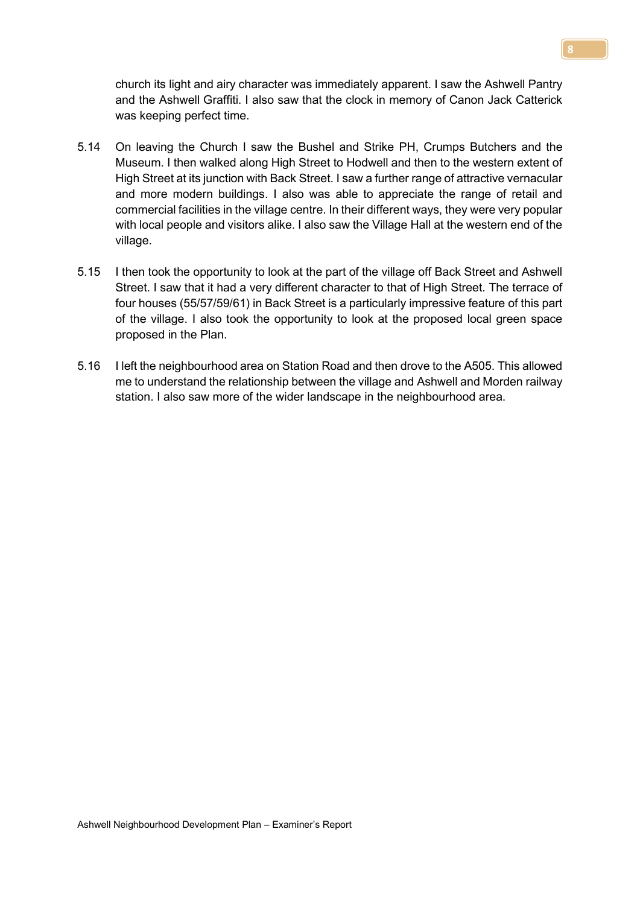church its light and airy character was immediately apparent. I saw the Ashwell Pantry and the Ashwell Graffiti. I also saw that the clock in memory of Canon Jack Catterick was keeping perfect time.

5.14 On leaving the Church I saw the Bushel and Strike PH, Crumps Butchers and the Museum. I then walked along High Street to Hodwell and then to the western extent of High Street at its junction with Back Street. I saw a further range of attractive vernacular and more modern buildings. I also was able to appreciate the range of retail and commercial facilities in the village centre. In their different ways, they were very popular with local people and visitors alike. I also saw the Village Hall at the western end of the village.

5.15 I then took the opportunity to look at the part of the village off Back Street and Ashwell Street. I saw that it had a very different character to that of High Street. The terrace of four houses (55/57/59/61) in Back Street is a particularly impressive feature of this part of the village. I also took the opportunity to look at the proposed local green space proposed in the Plan.

5.16 I left the neighbourhood area on Station Road and then drove to the A505. This allowed me to understand the relationship between the village and Ashwell and Morden railway station. I also saw more of the wider landscape in the neighbourhood area.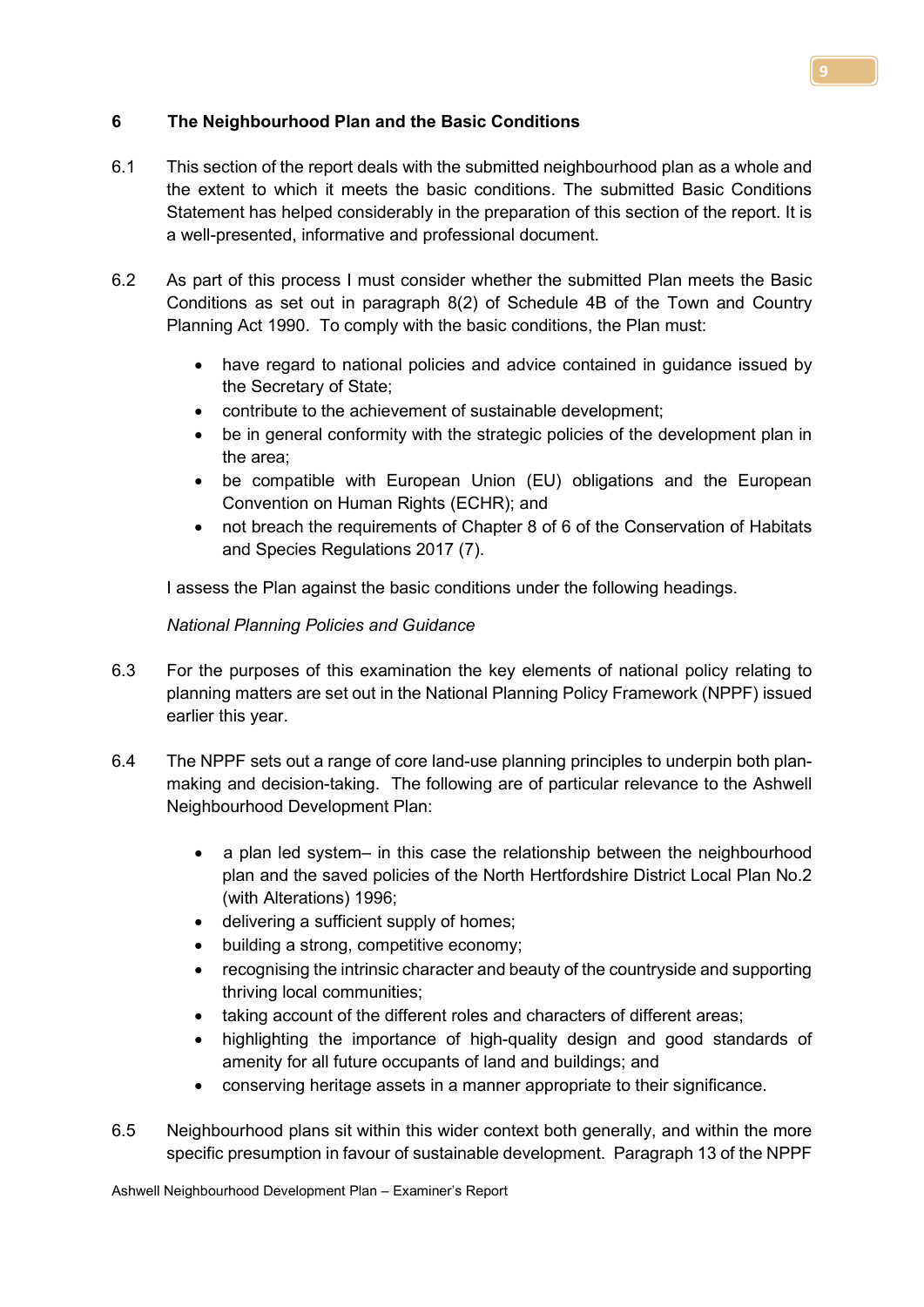## 6 The Neighbourhood Plan and the Basic Conditions

6.1 This section of the report deals with the submitted neighbourhood plan as a whole and the extent to which it meets the basic conditions. The submitted Basic Conditions Statement has helped considerably in the preparation of this section of the report. It is a well-presented, informative and professional document.

6.2 As part of this process I must consider whether the submitted Plan meets the Basic Conditions as set out in paragraph 8(2) of Schedule 4B of the Town and Country Planning Act 1990. To comply with the basic conditions, the Plan must:

- have regard to national policies and advice contained in guidance issued by the Secretary of State;
- contribute to the achievement of sustainable development;
- be in general conformity with the strategic policies of the development plan in the area;
- be compatible with European Union (EU) obligations and the European Convention on Human Rights (ECHR); and
- not breach the requirements of Chapter 8 of 6 of the Conservation of Habitats and Species Regulations 2017 (7).

I assess the Plan against the basic conditions under the following headings.

*National Planning Policies and Guidance*

6.3 For the purposes of this examination the key elements of national policy relating to planning matters are set out in the National Planning Policy Framework (NPPF) issued earlier this year.

6.4 The NPPF sets out a range of core land-use planning principles to underpin both plan-making and decision-taking. The following are of particular relevance to the Ashwell Neighbourhood Development Plan:

- a plan led system– in this case the relationship between the neighbourhood plan and the saved policies of the North Hertfordshire District Local Plan No.2 (with Alterations) 1996;
- delivering a sufficient supply of homes;
- building a strong, competitive economy;
- recognising the intrinsic character and beauty of the countryside and supporting thriving local communities;
- taking account of the different roles and characters of different areas;
- highlighting the importance of high-quality design and good standards of amenity for all future occupants of land and buildings; and
- conserving heritage assets in a manner appropriate to their significance.

6.5 Neighbourhood plans sit within this wider context both generally, and within the more specific presumption in favour of sustainable development. Paragraph 13 of the NPPF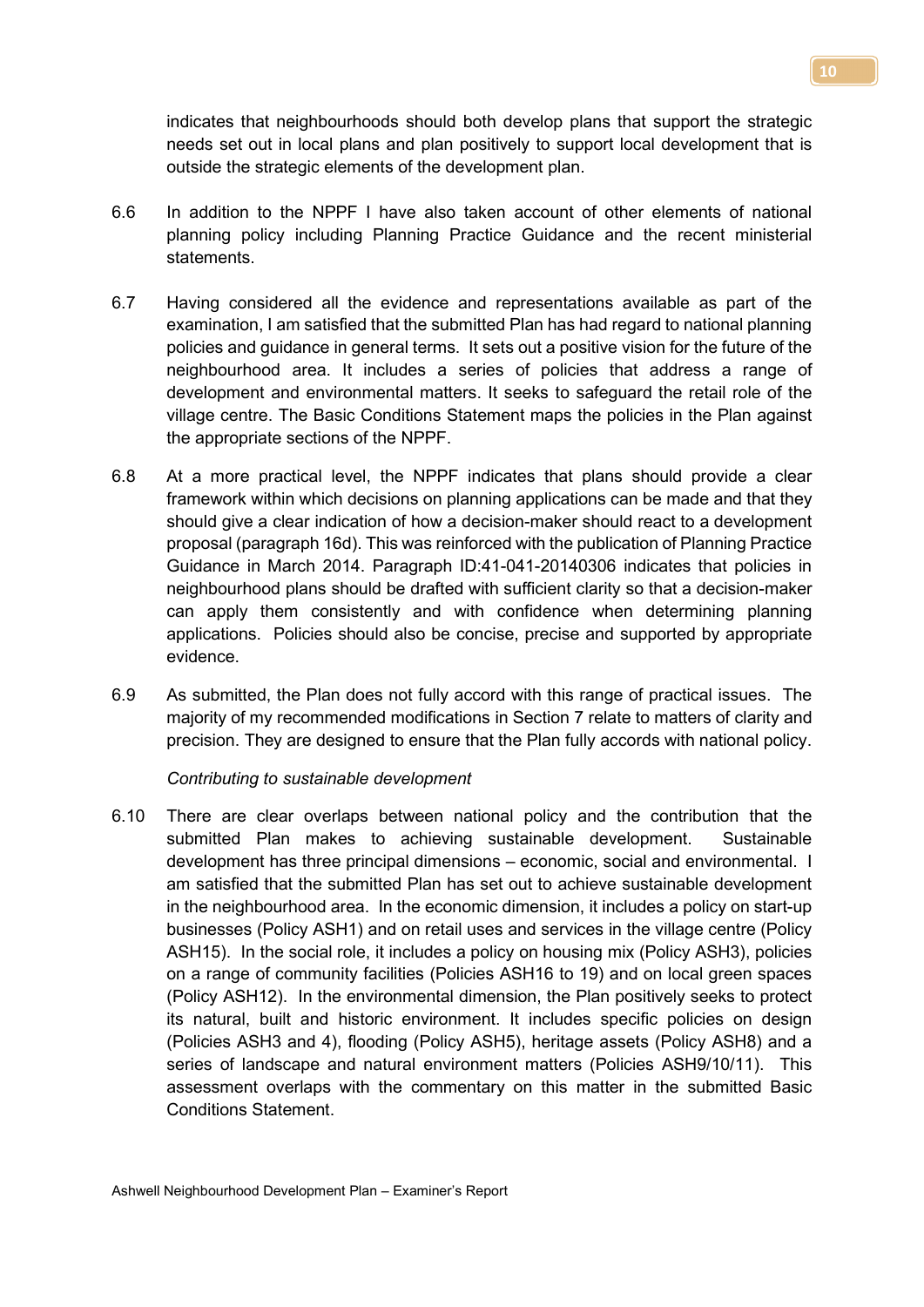indicates that neighbourhoods should both develop plans that support the strategic needs set out in local plans and plan positively to support local development that is outside the strategic elements of the development plan.

6.6 In addition to the NPPF I have also taken account of other elements of national planning policy including Planning Practice Guidance and the recent ministerial statements.

6.7 Having considered all the evidence and representations available as part of the examination, I am satisfied that the submitted Plan has had regard to national planning policies and guidance in general terms. It sets out a positive vision for the future of the neighbourhood area. It includes a series of policies that address a range of development and environmental matters. It seeks to safeguard the retail role of the village centre. The Basic Conditions Statement maps the policies in the Plan against the appropriate sections of the NPPF.

6.8 At a more practical level, the NPPF indicates that plans should provide a clear framework within which decisions on planning applications can be made and that they should give a clear indication of how a decision-maker should react to a development proposal (paragraph 16d). This was reinforced with the publication of Planning Practice Guidance in March 2014. Paragraph ID:41-041-20140306 indicates that policies in neighbourhood plans should be drafted with sufficient clarity so that a decision-maker can apply them consistently and with confidence when determining planning applications. Policies should also be concise, precise and supported by appropriate evidence.

6.9 As submitted, the Plan does not fully accord with this range of practical issues. The majority of my recommended modifications in Section 7 relate to matters of clarity and precision. They are designed to ensure that the Plan fully accords with national policy.

*Contributing to sustainable development*

6.10 There are clear overlaps between national policy and the contribution that the submitted Plan makes to achieving sustainable development. Sustainable development has three principal dimensions – economic, social and environmental. I am satisfied that the submitted Plan has set out to achieve sustainable development in the neighbourhood area. In the economic dimension, it includes a policy on start-up businesses (Policy ASH1) and on retail uses and services in the village centre (Policy ASH15). In the social role, it includes a policy on housing mix (Policy ASH3), policies on a range of community facilities (Policies ASH16 to 19) and on local green spaces (Policy ASH12). In the environmental dimension, the Plan positively seeks to protect its natural, built and historic environment. It includes specific policies on design (Policies ASH3 and 4), flooding (Policy ASH5), heritage assets (Policy ASH8) and a series of landscape and natural environment matters (Policies ASH9/10/11). This assessment overlaps with the commentary on this matter in the submitted Basic Conditions Statement.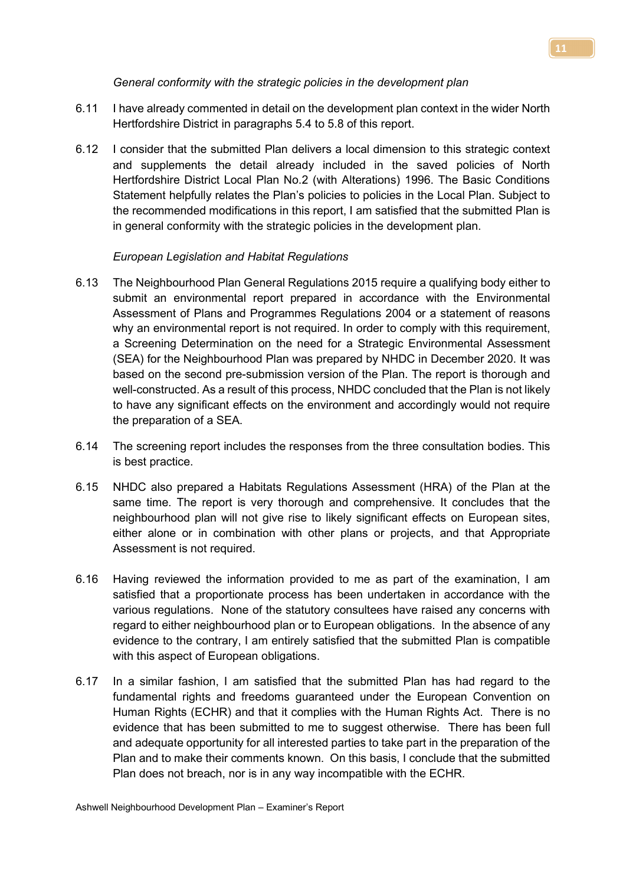*General conformity with the strategic policies in the development plan*

6.11 I have already commented in detail on the development plan context in the wider North Hertfordshire District in paragraphs 5.4 to 5.8 of this report.

6.12 I consider that the submitted Plan delivers a local dimension to this strategic context and supplements the detail already included in the saved policies of North Hertfordshire District Local Plan No.2 (with Alterations) 1996. The Basic Conditions Statement helpfully relates the Plan's policies to policies in the Local Plan. Subject to the recommended modifications in this report, I am satisfied that the submitted Plan is in general conformity with the strategic policies in the development plan.

*European Legislation and Habitat Regulations*

6.13 The Neighbourhood Plan General Regulations 2015 require a qualifying body either to submit an environmental report prepared in accordance with the Environmental Assessment of Plans and Programmes Regulations 2004 or a statement of reasons why an environmental report is not required. In order to comply with this requirement, a Screening Determination on the need for a Strategic Environmental Assessment (SEA) for the Neighbourhood Plan was prepared by NHDC in December 2020. It was based on the second pre-submission version of the Plan. The report is thorough and well-constructed. As a result of this process, NHDC concluded that the Plan is not likely to have any significant effects on the environment and accordingly would not require the preparation of a SEA.

6.14 The screening report includes the responses from the three consultation bodies. This is best practice.

6.15 NHDC also prepared a Habitats Regulations Assessment (HRA) of the Plan at the same time. The report is very thorough and comprehensive. It concludes that the neighbourhood plan will not give rise to likely significant effects on European sites, either alone or in combination with other plans or projects, and that Appropriate Assessment is not required.

6.16 Having reviewed the information provided to me as part of the examination, I am satisfied that a proportionate process has been undertaken in accordance with the various regulations. None of the statutory consultees have raised any concerns with regard to either neighbourhood plan or to European obligations. In the absence of any evidence to the contrary, I am entirely satisfied that the submitted Plan is compatible with this aspect of European obligations.

6.17 In a similar fashion, I am satisfied that the submitted Plan has had regard to the fundamental rights and freedoms guaranteed under the European Convention on Human Rights (ECHR) and that it complies with the Human Rights Act. There is no evidence that has been submitted to me to suggest otherwise. There has been full and adequate opportunity for all interested parties to take part in the preparation of the Plan and to make their comments known. On this basis, I conclude that the submitted Plan does not breach, nor is in any way incompatible with the ECHR.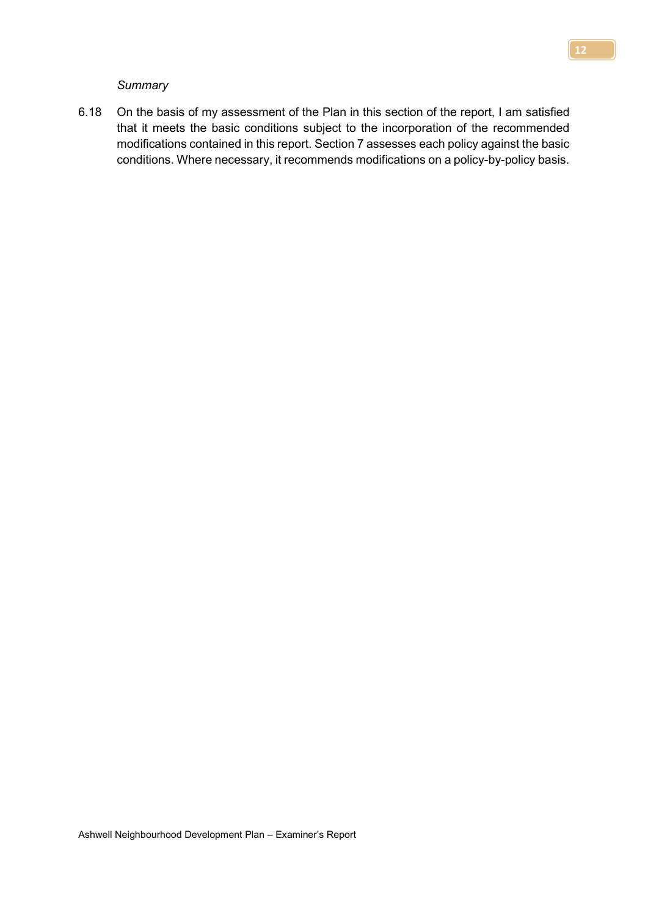*Summary*

6.18 On the basis of my assessment of the Plan in this section of the report, I am satisfied that it meets the basic conditions subject to the incorporation of the recommended modifications contained in this report. Section 7 assesses each policy against the basic conditions. Where necessary, it recommends modifications on a policy-by-policy basis.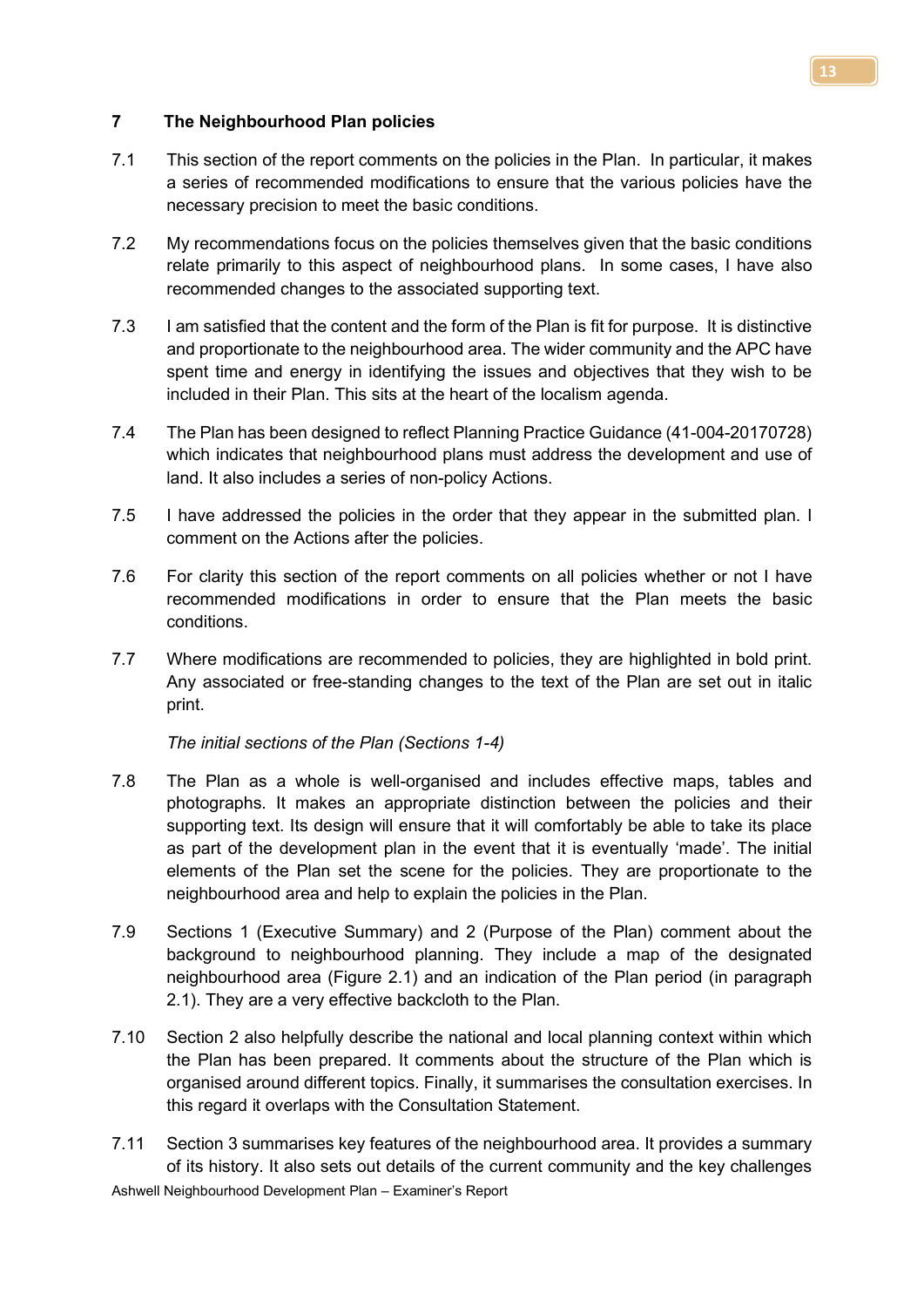## 7 The Neighbourhood Plan policies

7.1 This section of the report comments on the policies in the Plan. In particular, it makes a series of recommended modifications to ensure that the various policies have the necessary precision to meet the basic conditions.

7.2 My recommendations focus on the policies themselves given that the basic conditions relate primarily to this aspect of neighbourhood plans. In some cases, I have also recommended changes to the associated supporting text.

7.3 I am satisfied that the content and the form of the Plan is fit for purpose. It is distinctive and proportionate to the neighbourhood area. The wider community and the APC have spent time and energy in identifying the issues and objectives that they wish to be included in their Plan. This sits at the heart of the localism agenda.

7.4 The Plan has been designed to reflect Planning Practice Guidance (41-004-20170728) which indicates that neighbourhood plans must address the development and use of land. It also includes a series of non-policy Actions.

7.5 I have addressed the policies in the order that they appear in the submitted plan. I comment on the Actions after the policies.

7.6 For clarity this section of the report comments on all policies whether or not I have recommended modifications in order to ensure that the Plan meets the basic conditions.

7.7 Where modifications are recommended to policies, they are highlighted in bold print. Any associated or free-standing changes to the text of the Plan are set out in italic print.

*The initial sections of the Plan (Sections 1-4)*

7.8 The Plan as a whole is well-organised and includes effective maps, tables and photographs. It makes an appropriate distinction between the policies and their supporting text. Its design will ensure that it will comfortably be able to take its place as part of the development plan in the event that it is eventually 'made'. The initial elements of the Plan set the scene for the policies. They are proportionate to the neighbourhood area and help to explain the policies in the Plan.

7.9 Sections 1 (Executive Summary) and 2 (Purpose of the Plan) comment about the background to neighbourhood planning. They include a map of the designated neighbourhood area (Figure 2.1) and an indication of the Plan period (in paragraph 2.1). They are a very effective backcloth to the Plan.

7.10 Section 2 also helpfully describe the national and local planning context within which the Plan has been prepared. It comments about the structure of the Plan which is organised around different topics. Finally, it summarises the consultation exercises. In this regard it overlaps with the Consultation Statement.

7.11 Section 3 summarises key features of the neighbourhood area. It provides a summary of its history. It also sets out details of the current community and the key challenges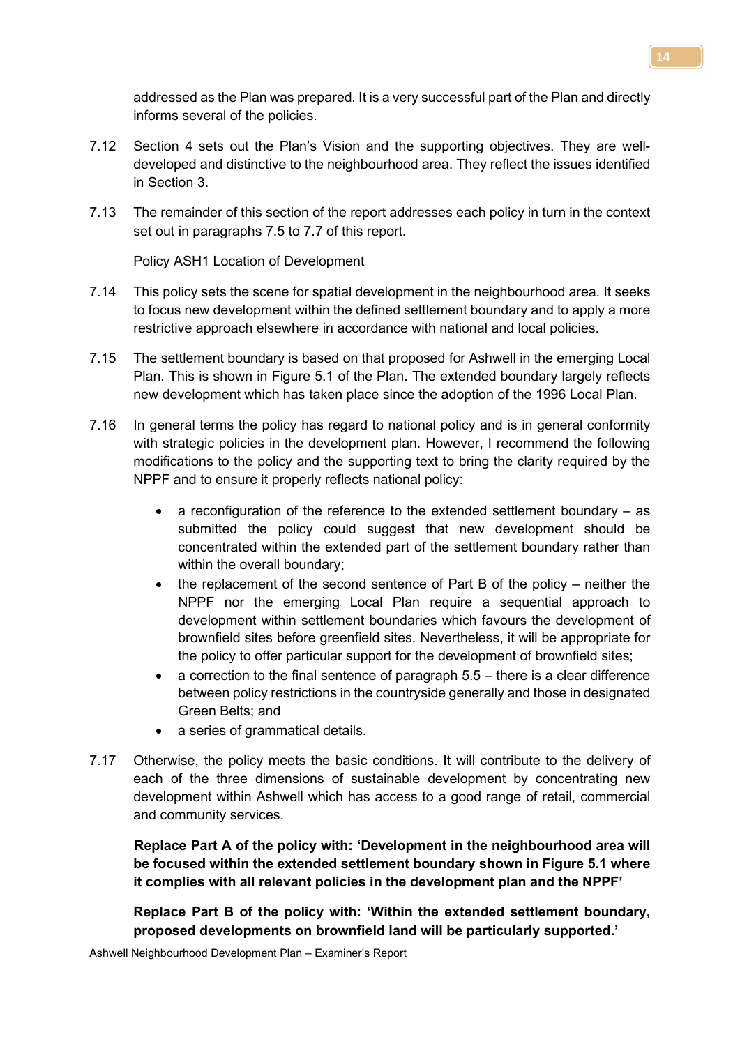addressed as the Plan was prepared. It is a very successful part of the Plan and directly informs several of the policies.

7.12 Section 4 sets out the Plan's Vision and the supporting objectives. They are well-developed and distinctive to the neighbourhood area. They reflect the issues identified in Section 3.

7.13 The remainder of this section of the report addresses each policy in turn in the context set out in paragraphs 7.5 to 7.7 of this report.

Policy ASH1 Location of Development

7.14 This policy sets the scene for spatial development in the neighbourhood area. It seeks to focus new development within the defined settlement boundary and to apply a more restrictive approach elsewhere in accordance with national and local policies.

7.15 The settlement boundary is based on that proposed for Ashwell in the emerging Local Plan. This is shown in Figure 5.1 of the Plan. The extended boundary largely reflects new development which has taken place since the adoption of the 1996 Local Plan.

7.16 In general terms the policy has regard to national policy and is in general conformity with strategic policies in the development plan. However, I recommend the following modifications to the policy and the supporting text to bring the clarity required by the NPPF and to ensure it properly reflects national policy:

- a reconfiguration of the reference to the extended settlement boundary – as submitted the policy could suggest that new development should be concentrated within the extended part of the settlement boundary rather than within the overall boundary;
- the replacement of the second sentence of Part B of the policy – neither the NPPF nor the emerging Local Plan require a sequential approach to development within settlement boundaries which favours the development of brownfield sites before greenfield sites. Nevertheless, it will be appropriate for the policy to offer particular support for the development of brownfield sites;
- a correction to the final sentence of paragraph 5.5 – there is a clear difference between policy restrictions in the countryside generally and those in designated Green Belts; and
- a series of grammatical details.

7.17 Otherwise, the policy meets the basic conditions. It will contribute to the delivery of each of the three dimensions of sustainable development by concentrating new development within Ashwell which has access to a good range of retail, commercial and community services.

**Replace Part A of the policy with: 'Development in the neighbourhood area will be focused within the extended settlement boundary shown in Figure 5.1 where it complies with all relevant policies in the development plan and the NPPF'**

**Replace Part B of the policy with: 'Within the extended settlement boundary, proposed developments on brownfield land will be particularly supported.'**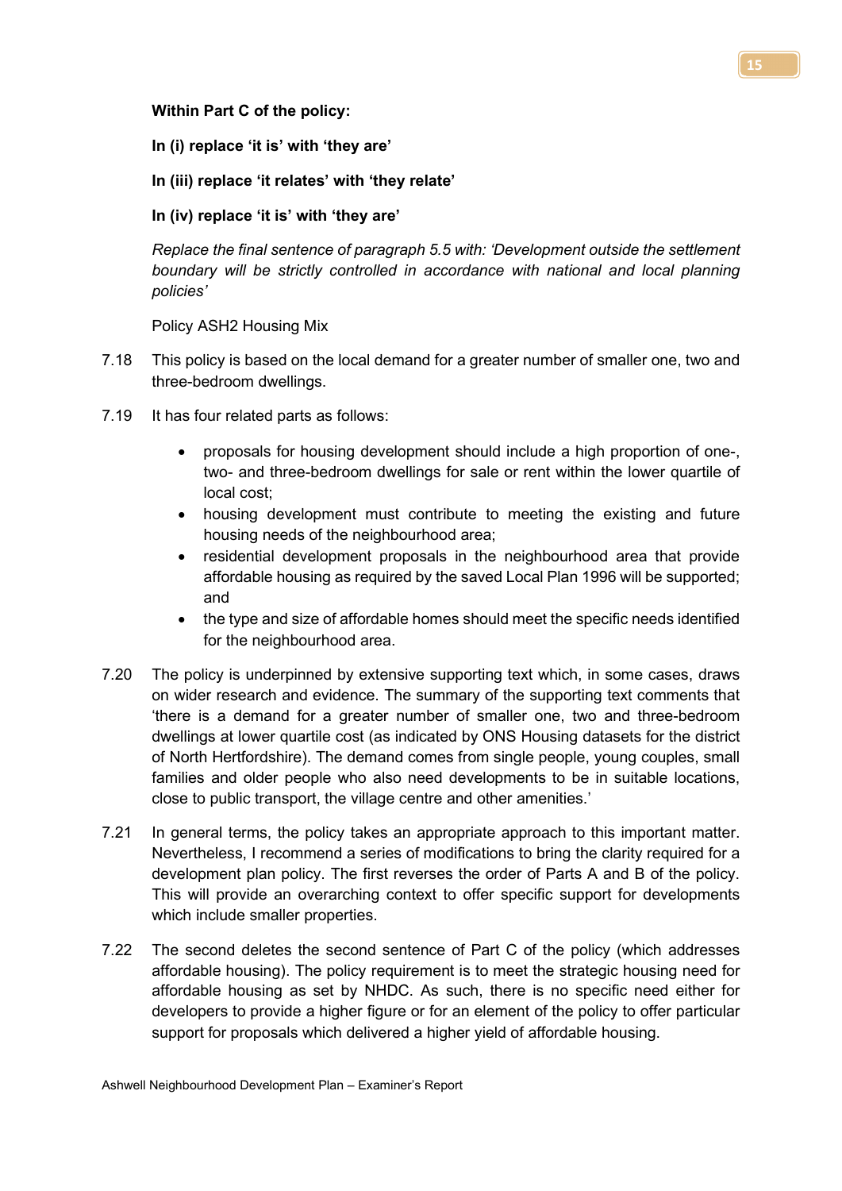**Within Part C of the policy:**

**In (i) replace 'it is' with 'they are'**

**In (iii) replace 'it relates' with 'they relate'**

**In (iv) replace 'it is' with 'they are'**

*Replace the final sentence of paragraph 5.5 with: 'Development outside the settlement boundary will be strictly controlled in accordance with national and local planning policies'*

Policy ASH2 Housing Mix

7.18 This policy is based on the local demand for a greater number of smaller one, two and three-bedroom dwellings.

7.19 It has four related parts as follows:

- proposals for housing development should include a high proportion of one-, two- and three-bedroom dwellings for sale or rent within the lower quartile of local cost;
- housing development must contribute to meeting the existing and future housing needs of the neighbourhood area;
- residential development proposals in the neighbourhood area that provide affordable housing as required by the saved Local Plan 1996 will be supported; and
- the type and size of affordable homes should meet the specific needs identified for the neighbourhood area.

7.20 The policy is underpinned by extensive supporting text which, in some cases, draws on wider research and evidence. The summary of the supporting text comments that 'there is a demand for a greater number of smaller one, two and three-bedroom dwellings at lower quartile cost (as indicated by ONS Housing datasets for the district of North Hertfordshire). The demand comes from single people, young couples, small families and older people who also need developments to be in suitable locations, close to public transport, the village centre and other amenities.'

7.21 In general terms, the policy takes an appropriate approach to this important matter. Nevertheless, I recommend a series of modifications to bring the clarity required for a development plan policy. The first reverses the order of Parts A and B of the policy. This will provide an overarching context to offer specific support for developments which include smaller properties.

7.22 The second deletes the second sentence of Part C of the policy (which addresses affordable housing). The policy requirement is to meet the strategic housing need for affordable housing as set by NHDC. As such, there is no specific need either for developers to provide a higher figure or for an element of the policy to offer particular support for proposals which delivered a higher yield of affordable housing.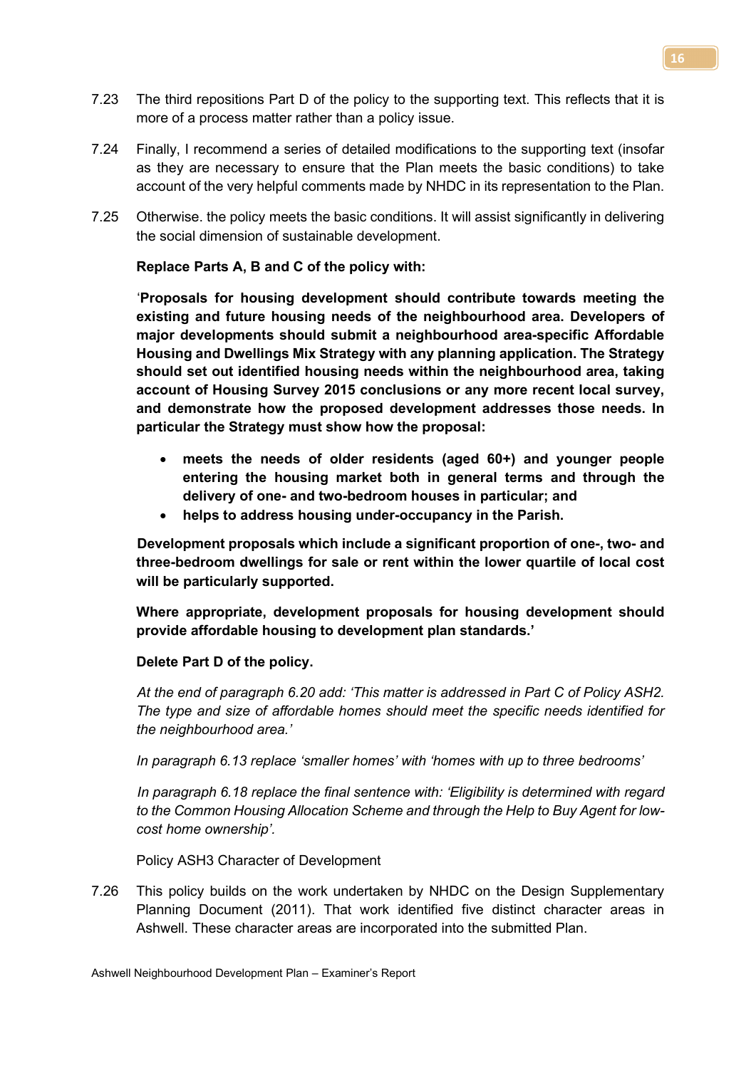7.23 The third repositions Part D of the policy to the supporting text. This reflects that it is more of a process matter rather than a policy issue.

7.24 Finally, I recommend a series of detailed modifications to the supporting text (insofar as they are necessary to ensure that the Plan meets the basic conditions) to take account of the very helpful comments made by NHDC in its representation to the Plan.

7.25 Otherwise. the policy meets the basic conditions. It will assist significantly in delivering the social dimension of sustainable development.

**Replace Parts A, B and C of the policy with:**

'**Proposals for housing development should contribute towards meeting the existing and future housing needs of the neighbourhood area. Developers of major developments should submit a neighbourhood area-specific Affordable Housing and Dwellings Mix Strategy with any planning application. The Strategy should set out identified housing needs within the neighbourhood area, taking account of Housing Survey 2015 conclusions or any more recent local survey, and demonstrate how the proposed development addresses those needs. In particular the Strategy must show how the proposal:**

- **meets the needs of older residents (aged 60+) and younger people entering the housing market both in general terms and through the delivery of one- and two-bedroom houses in particular; and**
- **helps to address housing under-occupancy in the Parish.**

**Development proposals which include a significant proportion of one-, two- and three-bedroom dwellings for sale or rent within the lower quartile of local cost will be particularly supported.**

**Where appropriate, development proposals for housing development should provide affordable housing to development plan standards.'**

**Delete Part D of the policy.**

*At the end of paragraph 6.20 add: 'This matter is addressed in Part C of Policy ASH2. The type and size of affordable homes should meet the specific needs identified for the neighbourhood area.'*

*In paragraph 6.13 replace 'smaller homes' with 'homes with up to three bedrooms'*

*In paragraph 6.18 replace the final sentence with: 'Eligibility is determined with regard to the Common Housing Allocation Scheme and through the Help to Buy Agent for low-cost home ownership'.*

Policy ASH3 Character of Development

7.26 This policy builds on the work undertaken by NHDC on the Design Supplementary Planning Document (2011). That work identified five distinct character areas in Ashwell. These character areas are incorporated into the submitted Plan.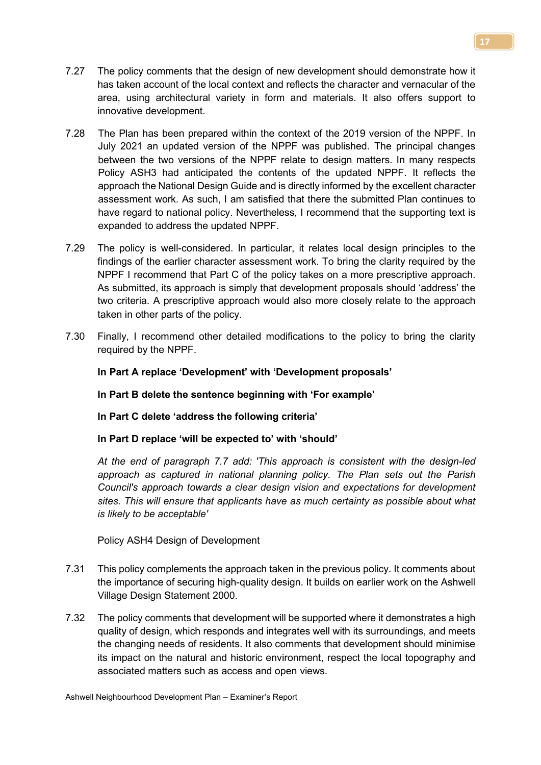7.27 The policy comments that the design of new development should demonstrate how it has taken account of the local context and reflects the character and vernacular of the area, using architectural variety in form and materials. It also offers support to innovative development.

7.28 The Plan has been prepared within the context of the 2019 version of the NPPF. In July 2021 an updated version of the NPPF was published. The principal changes between the two versions of the NPPF relate to design matters. In many respects Policy ASH3 had anticipated the contents of the updated NPPF. It reflects the approach the National Design Guide and is directly informed by the excellent character assessment work. As such, I am satisfied that there the submitted Plan continues to have regard to national policy. Nevertheless, I recommend that the supporting text is expanded to address the updated NPPF.

7.29 The policy is well-considered. In particular, it relates local design principles to the findings of the earlier character assessment work. To bring the clarity required by the NPPF I recommend that Part C of the policy takes on a more prescriptive approach. As submitted, its approach is simply that development proposals should 'address' the two criteria. A prescriptive approach would also more closely relate to the approach taken in other parts of the policy.

7.30 Finally, I recommend other detailed modifications to the policy to bring the clarity required by the NPPF.

**In Part A replace 'Development' with 'Development proposals'**

**In Part B delete the sentence beginning with 'For example'**

**In Part C delete 'address the following criteria'**

**In Part D replace 'will be expected to' with 'should'**

*At the end of paragraph 7.7 add: 'This approach is consistent with the design-led approach as captured in national planning policy. The Plan sets out the Parish Council's approach towards a clear design vision and expectations for development sites. This will ensure that applicants have as much certainty as possible about what is likely to be acceptable'*

Policy ASH4 Design of Development

7.31 This policy complements the approach taken in the previous policy. It comments about the importance of securing high-quality design. It builds on earlier work on the Ashwell Village Design Statement 2000.

7.32 The policy comments that development will be supported where it demonstrates a high quality of design, which responds and integrates well with its surroundings, and meets the changing needs of residents. It also comments that development should minimise its impact on the natural and historic environment, respect the local topography and associated matters such as access and open views.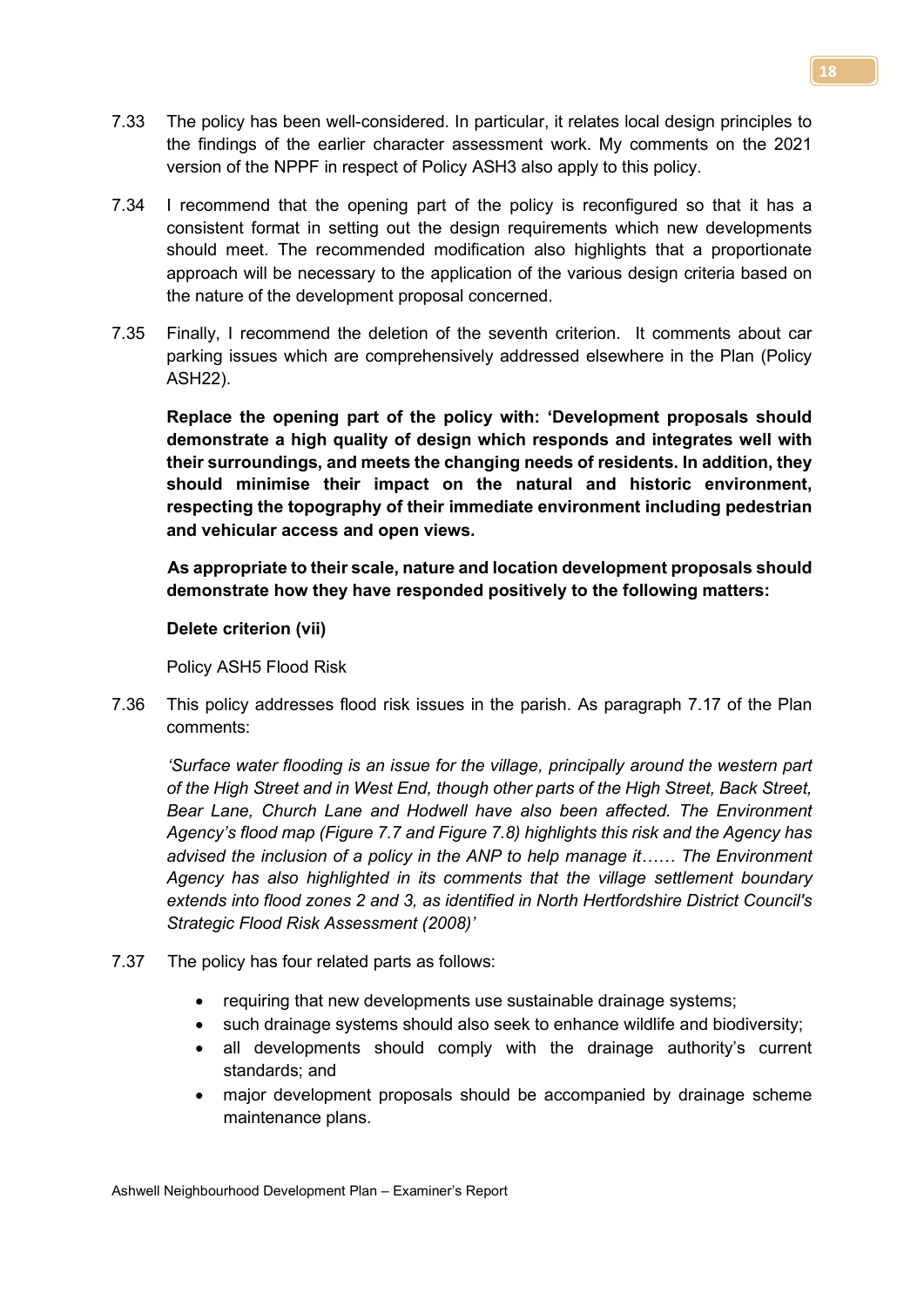7.33 The policy has been well-considered. In particular, it relates local design principles to the findings of the earlier character assessment work. My comments on the 2021 version of the NPPF in respect of Policy ASH3 also apply to this policy.

7.34 I recommend that the opening part of the policy is reconfigured so that it has a consistent format in setting out the design requirements which new developments should meet. The recommended modification also highlights that a proportionate approach will be necessary to the application of the various design criteria based on the nature of the development proposal concerned.

7.35 Finally, I recommend the deletion of the seventh criterion. It comments about car parking issues which are comprehensively addressed elsewhere in the Plan (Policy ASH22).

**Replace the opening part of the policy with: 'Development proposals should demonstrate a high quality of design which responds and integrates well with their surroundings, and meets the changing needs of residents. In addition, they should minimise their impact on the natural and historic environment, respecting the topography of their immediate environment including pedestrian and vehicular access and open views.**

**As appropriate to their scale, nature and location development proposals should demonstrate how they have responded positively to the following matters:**

**Delete criterion (vii)**

Policy ASH5 Flood Risk

7.36 This policy addresses flood risk issues in the parish. As paragraph 7.17 of the Plan comments:

*'Surface water flooding is an issue for the village, principally around the western part of the High Street and in West End, though other parts of the High Street, Back Street, Bear Lane, Church Lane and Hodwell have also been affected. The Environment Agency's flood map (Figure 7.7 and Figure 7.8) highlights this risk and the Agency has advised the inclusion of a policy in the ANP to help manage it…… The Environment Agency has also highlighted in its comments that the village settlement boundary extends into flood zones 2 and 3, as identified in North Hertfordshire District Council's Strategic Flood Risk Assessment (2008)'*

7.37 The policy has four related parts as follows:

- requiring that new developments use sustainable drainage systems;
- such drainage systems should also seek to enhance wildlife and biodiversity;
- all developments should comply with the drainage authority's current standards; and
- major development proposals should be accompanied by drainage scheme maintenance plans.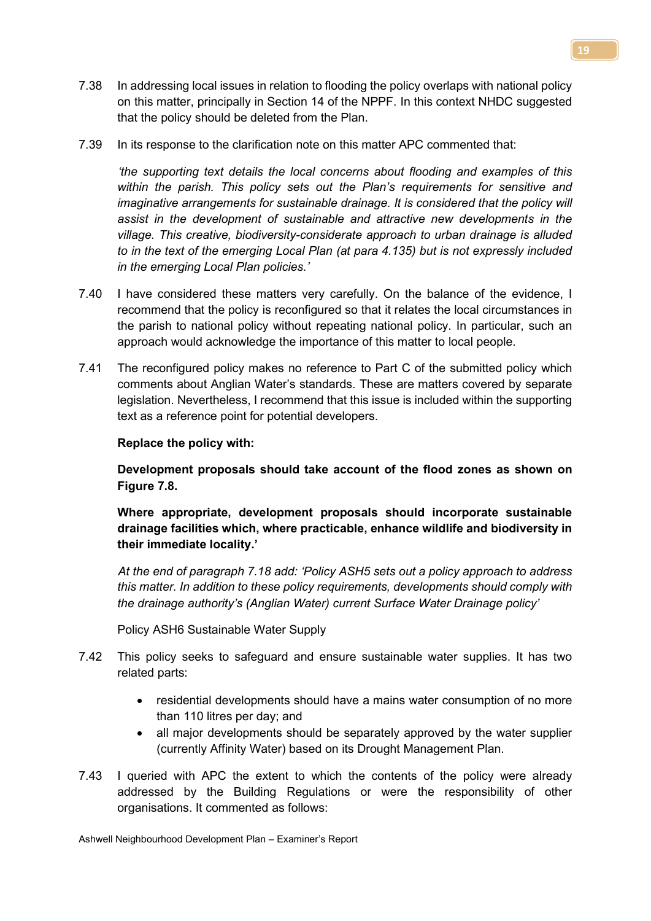7.38 In addressing local issues in relation to flooding the policy overlaps with national policy on this matter, principally in Section 14 of the NPPF. In this context NHDC suggested that the policy should be deleted from the Plan.

7.39 In its response to the clarification note on this matter APC commented that:

*'the supporting text details the local concerns about flooding and examples of this within the parish. This policy sets out the Plan's requirements for sensitive and imaginative arrangements for sustainable drainage. It is considered that the policy will assist in the development of sustainable and attractive new developments in the village. This creative, biodiversity-considerate approach to urban drainage is alluded to in the text of the emerging Local Plan (at para 4.135) but is not expressly included in the emerging Local Plan policies.'*

7.40 I have considered these matters very carefully. On the balance of the evidence, I recommend that the policy is reconfigured so that it relates the local circumstances in the parish to national policy without repeating national policy. In particular, such an approach would acknowledge the importance of this matter to local people.

7.41 The reconfigured policy makes no reference to Part C of the submitted policy which comments about Anglian Water's standards. These are matters covered by separate legislation. Nevertheless, I recommend that this issue is included within the supporting text as a reference point for potential developers.

**Replace the policy with:**

**Development proposals should take account of the flood zones as shown on Figure 7.8.**

**Where appropriate, development proposals should incorporate sustainable drainage facilities which, where practicable, enhance wildlife and biodiversity in their immediate locality.'**

*At the end of paragraph 7.18 add: 'Policy ASH5 sets out a policy approach to address this matter. In addition to these policy requirements, developments should comply with the drainage authority's (Anglian Water) current Surface Water Drainage policy'*

Policy ASH6 Sustainable Water Supply

7.42 This policy seeks to safeguard and ensure sustainable water supplies. It has two related parts:

- residential developments should have a mains water consumption of no more than 110 litres per day; and
- all major developments should be separately approved by the water supplier (currently Affinity Water) based on its Drought Management Plan.

7.43 I queried with APC the extent to which the contents of the policy were already addressed by the Building Regulations or were the responsibility of other organisations. It commented as follows: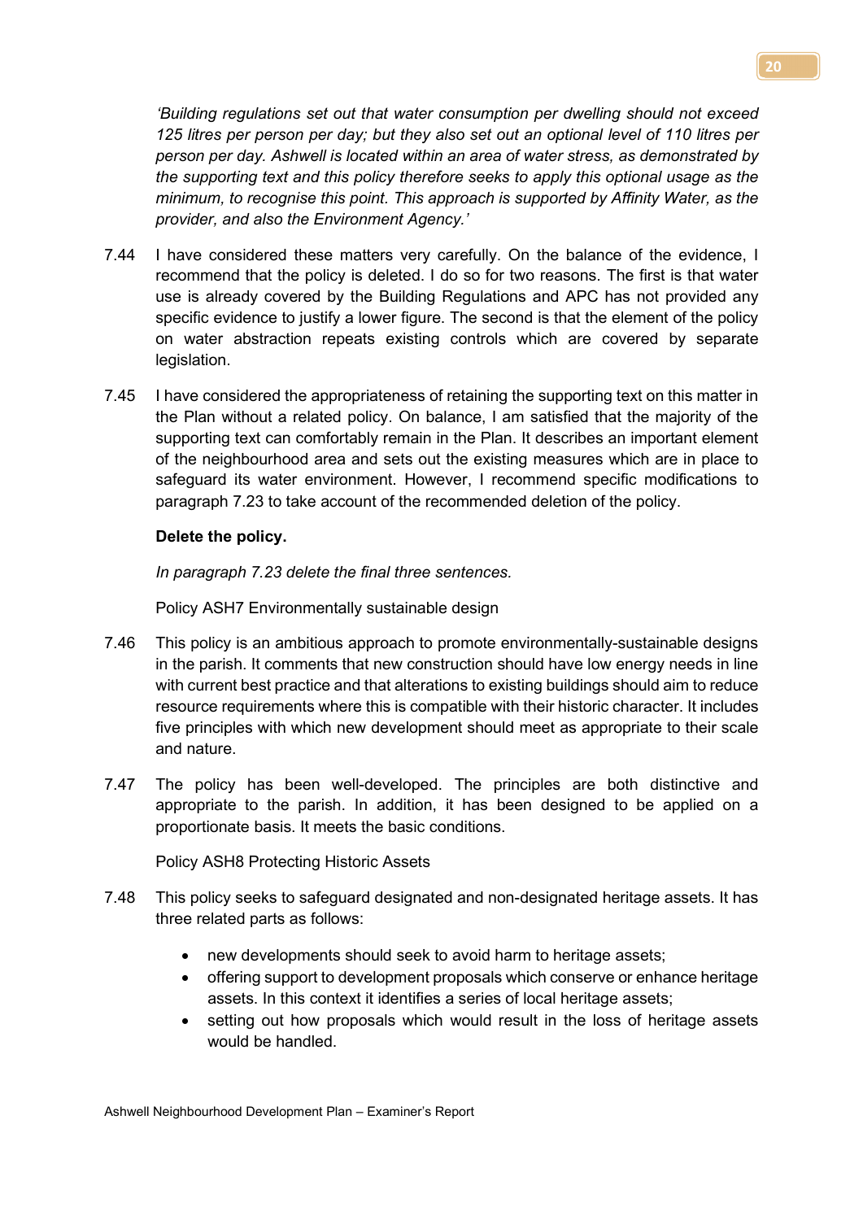*'Building regulations set out that water consumption per dwelling should not exceed 125 litres per person per day; but they also set out an optional level of 110 litres per person per day. Ashwell is located within an area of water stress, as demonstrated by the supporting text and this policy therefore seeks to apply this optional usage as the minimum, to recognise this point. This approach is supported by Affinity Water, as the provider, and also the Environment Agency.'*

7.44 I have considered these matters very carefully. On the balance of the evidence, I recommend that the policy is deleted. I do so for two reasons. The first is that water use is already covered by the Building Regulations and APC has not provided any specific evidence to justify a lower figure. The second is that the element of the policy on water abstraction repeats existing controls which are covered by separate legislation.

7.45 I have considered the appropriateness of retaining the supporting text on this matter in the Plan without a related policy. On balance, I am satisfied that the majority of the supporting text can comfortably remain in the Plan. It describes an important element of the neighbourhood area and sets out the existing measures which are in place to safeguard its water environment. However, I recommend specific modifications to paragraph 7.23 to take account of the recommended deletion of the policy.

**Delete the policy.**

*In paragraph 7.23 delete the final three sentences.*

Policy ASH7 Environmentally sustainable design

7.46 This policy is an ambitious approach to promote environmentally-sustainable designs in the parish. It comments that new construction should have low energy needs in line with current best practice and that alterations to existing buildings should aim to reduce resource requirements where this is compatible with their historic character. It includes five principles with which new development should meet as appropriate to their scale and nature.

7.47 The policy has been well-developed. The principles are both distinctive and appropriate to the parish. In addition, it has been designed to be applied on a proportionate basis. It meets the basic conditions.

Policy ASH8 Protecting Historic Assets

7.48 This policy seeks to safeguard designated and non-designated heritage assets. It has three related parts as follows:

- new developments should seek to avoid harm to heritage assets;
- offering support to development proposals which conserve or enhance heritage assets. In this context it identifies a series of local heritage assets;
- setting out how proposals which would result in the loss of heritage assets would be handled.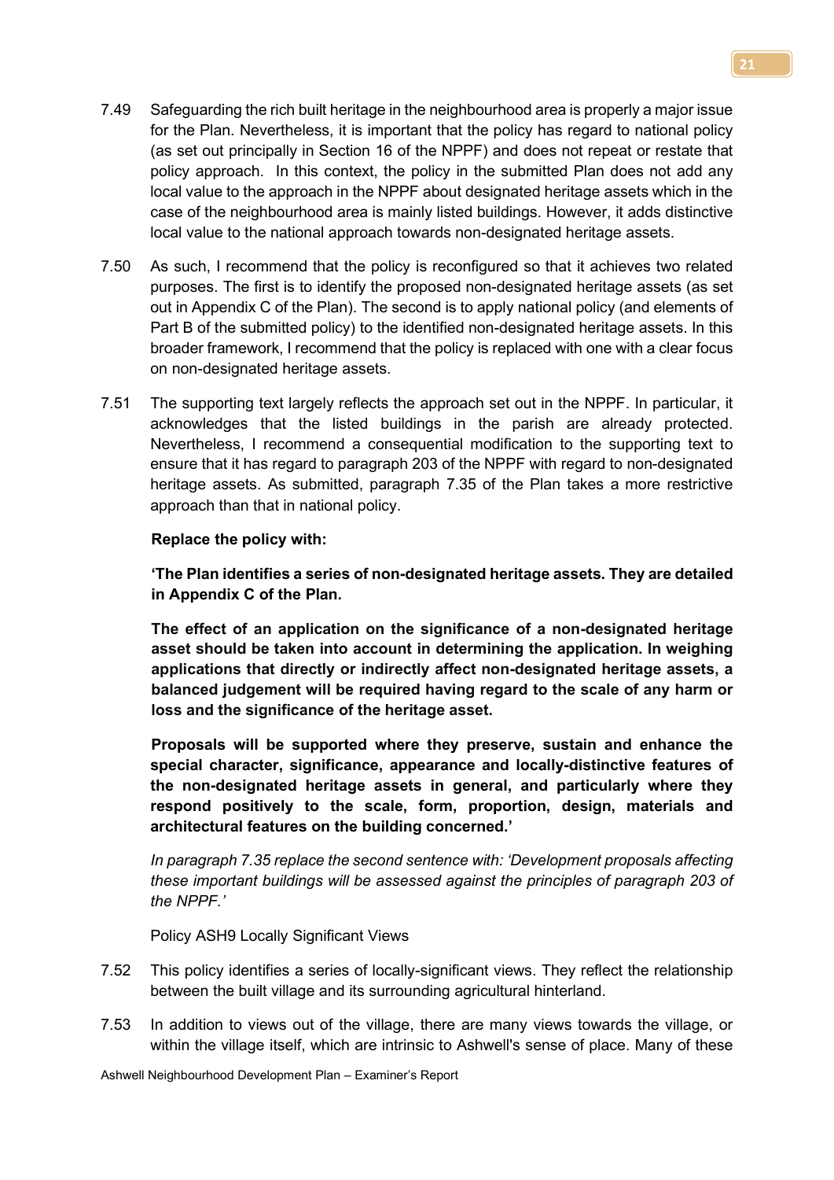7.49 Safeguarding the rich built heritage in the neighbourhood area is properly a major issue for the Plan. Nevertheless, it is important that the policy has regard to national policy (as set out principally in Section 16 of the NPPF) and does not repeat or restate that policy approach. In this context, the policy in the submitted Plan does not add any local value to the approach in the NPPF about designated heritage assets which in the case of the neighbourhood area is mainly listed buildings. However, it adds distinctive local value to the national approach towards non-designated heritage assets.

7.50 As such, I recommend that the policy is reconfigured so that it achieves two related purposes. The first is to identify the proposed non-designated heritage assets (as set out in Appendix C of the Plan). The second is to apply national policy (and elements of Part B of the submitted policy) to the identified non-designated heritage assets. In this broader framework, I recommend that the policy is replaced with one with a clear focus on non-designated heritage assets.

7.51 The supporting text largely reflects the approach set out in the NPPF. In particular, it acknowledges that the listed buildings in the parish are already protected. Nevertheless, I recommend a consequential modification to the supporting text to ensure that it has regard to paragraph 203 of the NPPF with regard to non-designated heritage assets. As submitted, paragraph 7.35 of the Plan takes a more restrictive approach than that in national policy.

**Replace the policy with:**

**'The Plan identifies a series of non-designated heritage assets. They are detailed in Appendix C of the Plan.**

**The effect of an application on the significance of a non-designated heritage asset should be taken into account in determining the application. In weighing applications that directly or indirectly affect non-designated heritage assets, a balanced judgement will be required having regard to the scale of any harm or loss and the significance of the heritage asset.**

**Proposals will be supported where they preserve, sustain and enhance the special character, significance, appearance and locally-distinctive features of the non-designated heritage assets in general, and particularly where they respond positively to the scale, form, proportion, design, materials and architectural features on the building concerned.'**

*In paragraph 7.35 replace the second sentence with: 'Development proposals affecting these important buildings will be assessed against the principles of paragraph 203 of the NPPF.'*

Policy ASH9 Locally Significant Views

7.52 This policy identifies a series of locally-significant views. They reflect the relationship between the built village and its surrounding agricultural hinterland.

7.53 In addition to views out of the village, there are many views towards the village, or within the village itself, which are intrinsic to Ashwell's sense of place. Many of these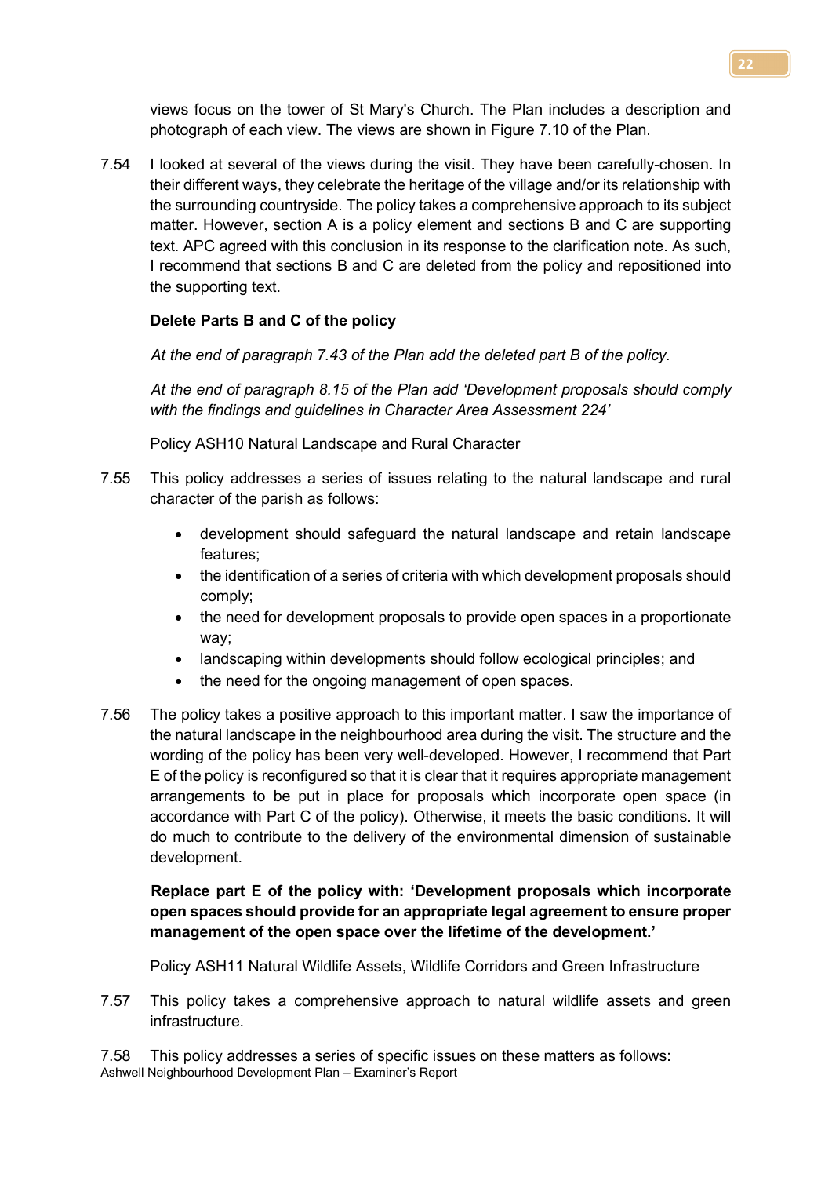views focus on the tower of St Mary's Church. The Plan includes a description and photograph of each view. The views are shown in Figure 7.10 of the Plan.

7.54 I looked at several of the views during the visit. They have been carefully-chosen. In their different ways, they celebrate the heritage of the village and/or its relationship with the surrounding countryside. The policy takes a comprehensive approach to its subject matter. However, section A is a policy element and sections B and C are supporting text. APC agreed with this conclusion in its response to the clarification note. As such, I recommend that sections B and C are deleted from the policy and repositioned into the supporting text.

**Delete Parts B and C of the policy**

*At the end of paragraph 7.43 of the Plan add the deleted part B of the policy.*

*At the end of paragraph 8.15 of the Plan add 'Development proposals should comply with the findings and guidelines in Character Area Assessment 224'*

Policy ASH10 Natural Landscape and Rural Character

7.55 This policy addresses a series of issues relating to the natural landscape and rural character of the parish as follows:

- development should safeguard the natural landscape and retain landscape features;
- the identification of a series of criteria with which development proposals should comply;
- the need for development proposals to provide open spaces in a proportionate way;
- landscaping within developments should follow ecological principles; and
- the need for the ongoing management of open spaces.

7.56 The policy takes a positive approach to this important matter. I saw the importance of the natural landscape in the neighbourhood area during the visit. The structure and the wording of the policy has been very well-developed. However, I recommend that Part E of the policy is reconfigured so that it is clear that it requires appropriate management arrangements to be put in place for proposals which incorporate open space (in accordance with Part C of the policy). Otherwise, it meets the basic conditions. It will do much to contribute to the delivery of the environmental dimension of sustainable development.

**Replace part E of the policy with: 'Development proposals which incorporate open spaces should provide for an appropriate legal agreement to ensure proper management of the open space over the lifetime of the development.'**

Policy ASH11 Natural Wildlife Assets, Wildlife Corridors and Green Infrastructure

7.57 This policy takes a comprehensive approach to natural wildlife assets and green infrastructure.

7.58 This policy addresses a series of specific issues on these matters as follows: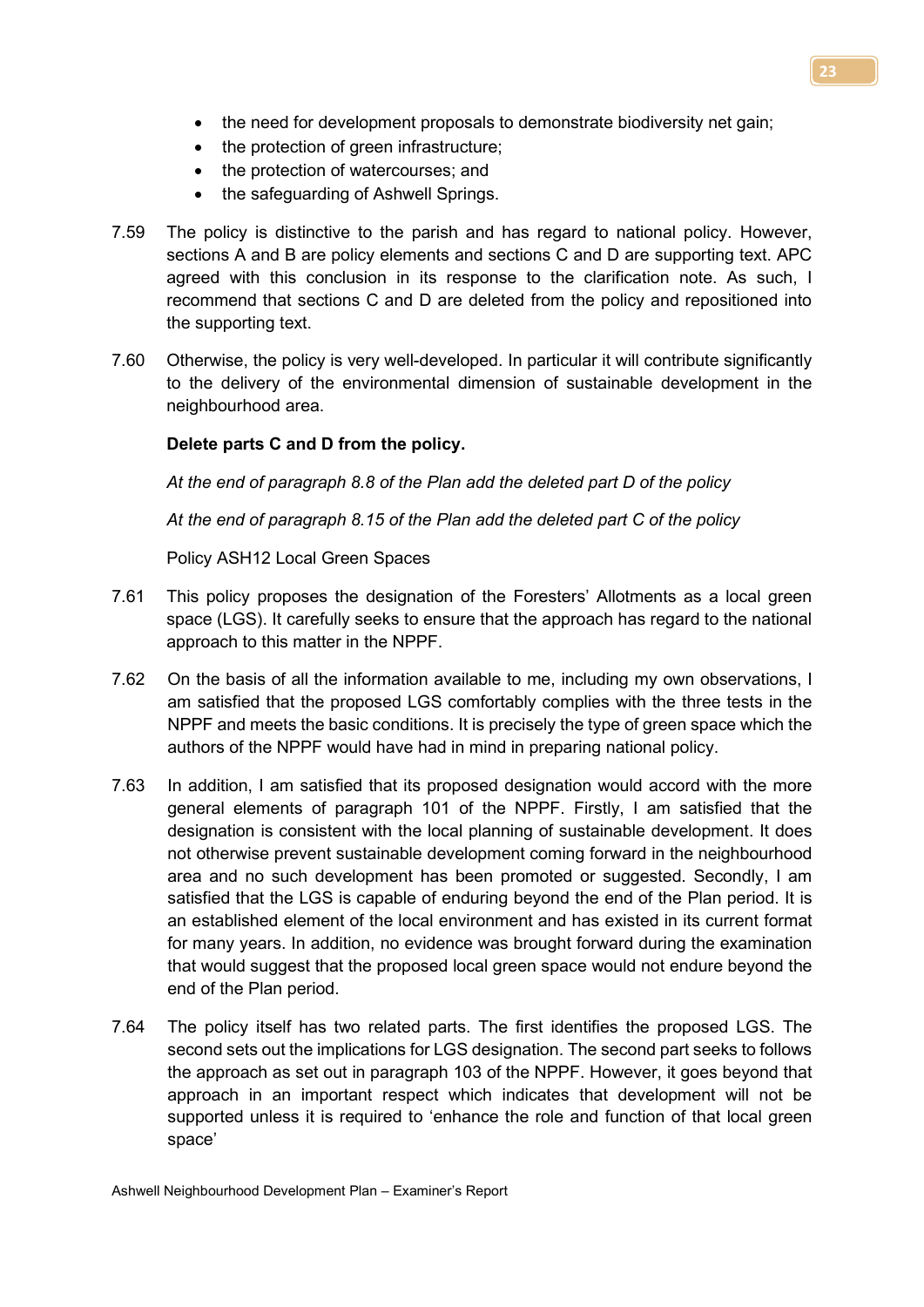- the need for development proposals to demonstrate biodiversity net gain;
- the protection of green infrastructure;
- the protection of watercourses; and
- the safeguarding of Ashwell Springs.

7.59 The policy is distinctive to the parish and has regard to national policy. However, sections A and B are policy elements and sections C and D are supporting text. APC agreed with this conclusion in its response to the clarification note. As such, I recommend that sections C and D are deleted from the policy and repositioned into the supporting text.

7.60 Otherwise, the policy is very well-developed. In particular it will contribute significantly to the delivery of the environmental dimension of sustainable development in the neighbourhood area.

**Delete parts C and D from the policy.**

*At the end of paragraph 8.8 of the Plan add the deleted part D of the policy*

*At the end of paragraph 8.15 of the Plan add the deleted part C of the policy*

Policy ASH12 Local Green Spaces

7.61 This policy proposes the designation of the Foresters' Allotments as a local green space (LGS). It carefully seeks to ensure that the approach has regard to the national approach to this matter in the NPPF.

7.62 On the basis of all the information available to me, including my own observations, I am satisfied that the proposed LGS comfortably complies with the three tests in the NPPF and meets the basic conditions. It is precisely the type of green space which the authors of the NPPF would have had in mind in preparing national policy.

7.63 In addition, I am satisfied that its proposed designation would accord with the more general elements of paragraph 101 of the NPPF. Firstly, I am satisfied that the designation is consistent with the local planning of sustainable development. It does not otherwise prevent sustainable development coming forward in the neighbourhood area and no such development has been promoted or suggested. Secondly, I am satisfied that the LGS is capable of enduring beyond the end of the Plan period. It is an established element of the local environment and has existed in its current format for many years. In addition, no evidence was brought forward during the examination that would suggest that the proposed local green space would not endure beyond the end of the Plan period.

7.64 The policy itself has two related parts. The first identifies the proposed LGS. The second sets out the implications for LGS designation. The second part seeks to follows the approach as set out in paragraph 103 of the NPPF. However, it goes beyond that approach in an important respect which indicates that development will not be supported unless it is required to 'enhance the role and function of that local green space'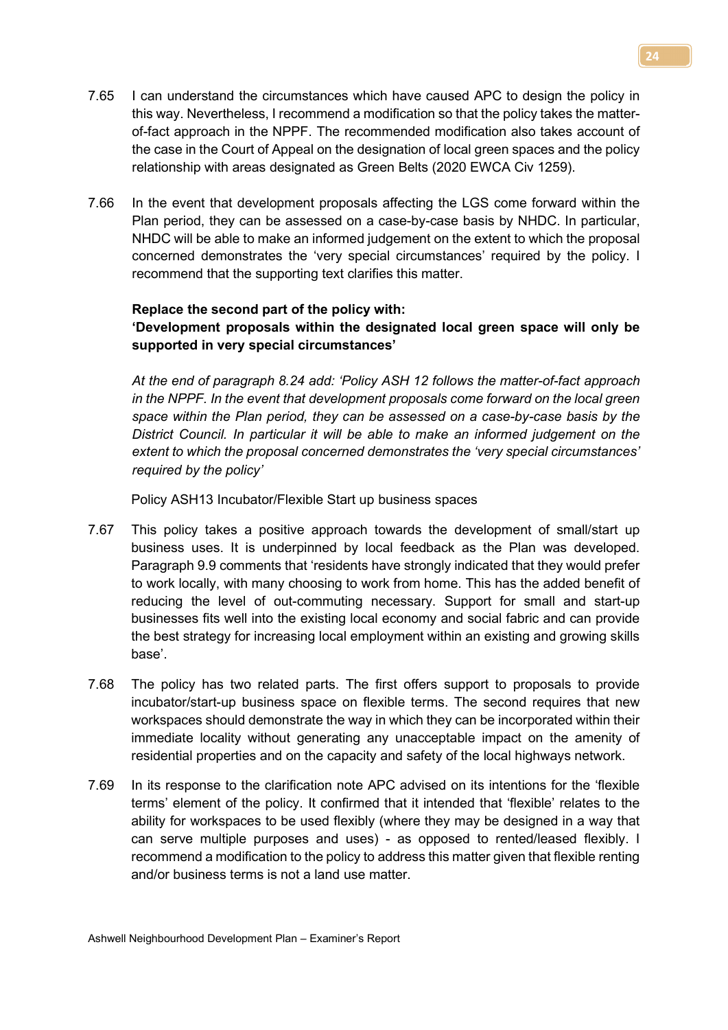7.65 I can understand the circumstances which have caused APC to design the policy in this way. Nevertheless, I recommend a modification so that the policy takes the matter-of-fact approach in the NPPF. The recommended modification also takes account of the case in the Court of Appeal on the designation of local green spaces and the policy relationship with areas designated as Green Belts (2020 EWCA Civ 1259).

7.66 In the event that development proposals affecting the LGS come forward within the Plan period, they can be assessed on a case-by-case basis by NHDC. In particular, NHDC will be able to make an informed judgement on the extent to which the proposal concerned demonstrates the 'very special circumstances' required by the policy. I recommend that the supporting text clarifies this matter.

**Replace the second part of the policy with:**
**'Development proposals within the designated local green space will only be supported in very special circumstances'**

*At the end of paragraph 8.24 add: 'Policy ASH 12 follows the matter-of-fact approach in the NPPF. In the event that development proposals come forward on the local green space within the Plan period, they can be assessed on a case-by-case basis by the District Council. In particular it will be able to make an informed judgement on the extent to which the proposal concerned demonstrates the 'very special circumstances' required by the policy'*

Policy ASH13 Incubator/Flexible Start up business spaces

7.67 This policy takes a positive approach towards the development of small/start up business uses. It is underpinned by local feedback as the Plan was developed. Paragraph 9.9 comments that 'residents have strongly indicated that they would prefer to work locally, with many choosing to work from home. This has the added benefit of reducing the level of out-commuting necessary. Support for small and start-up businesses fits well into the existing local economy and social fabric and can provide the best strategy for increasing local employment within an existing and growing skills base'.

7.68 The policy has two related parts. The first offers support to proposals to provide incubator/start-up business space on flexible terms. The second requires that new workspaces should demonstrate the way in which they can be incorporated within their immediate locality without generating any unacceptable impact on the amenity of residential properties and on the capacity and safety of the local highways network.

7.69 In its response to the clarification note APC advised on its intentions for the 'flexible terms' element of the policy. It confirmed that it intended that 'flexible' relates to the ability for workspaces to be used flexibly (where they may be designed in a way that can serve multiple purposes and uses) - as opposed to rented/leased flexibly. I recommend a modification to the policy to address this matter given that flexible renting and/or business terms is not a land use matter.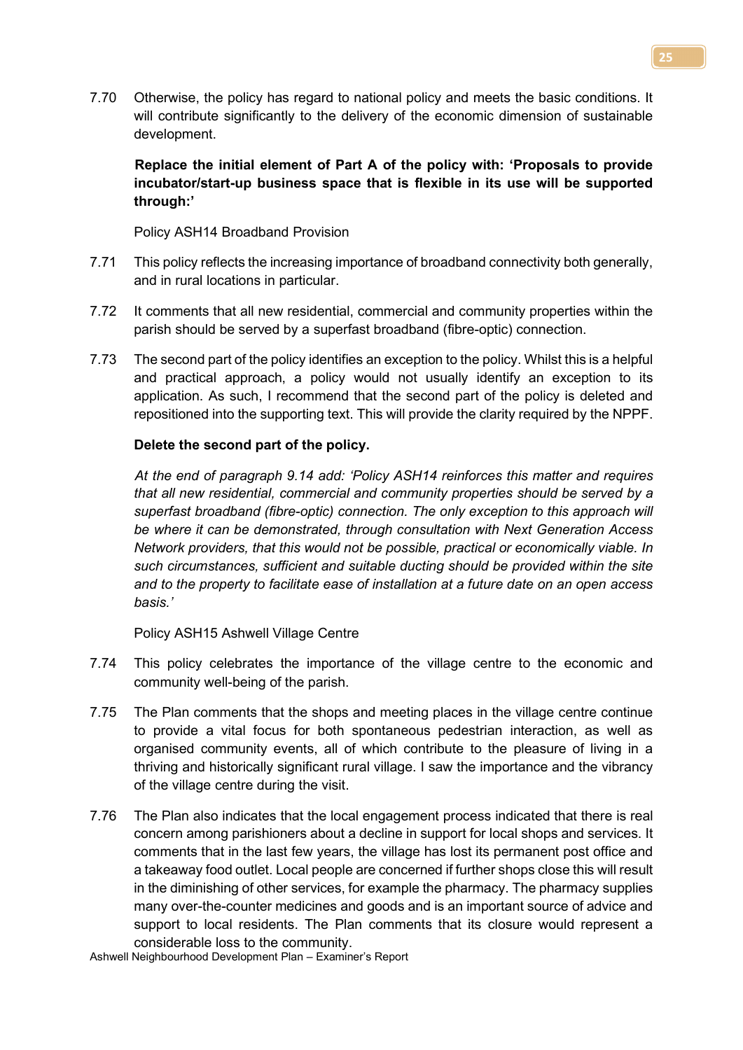7.70 Otherwise, the policy has regard to national policy and meets the basic conditions. It will contribute significantly to the delivery of the economic dimension of sustainable development.

**Replace the initial element of Part A of the policy with: 'Proposals to provide incubator/start-up business space that is flexible in its use will be supported through:'**

Policy ASH14 Broadband Provision

7.71 This policy reflects the increasing importance of broadband connectivity both generally, and in rural locations in particular.

7.72 It comments that all new residential, commercial and community properties within the parish should be served by a superfast broadband (fibre-optic) connection.

7.73 The second part of the policy identifies an exception to the policy. Whilst this is a helpful and practical approach, a policy would not usually identify an exception to its application. As such, I recommend that the second part of the policy is deleted and repositioned into the supporting text. This will provide the clarity required by the NPPF.

**Delete the second part of the policy.**

*At the end of paragraph 9.14 add: 'Policy ASH14 reinforces this matter and requires that all new residential, commercial and community properties should be served by a superfast broadband (fibre-optic) connection. The only exception to this approach will be where it can be demonstrated, through consultation with Next Generation Access Network providers, that this would not be possible, practical or economically viable. In such circumstances, sufficient and suitable ducting should be provided within the site and to the property to facilitate ease of installation at a future date on an open access basis.'*

Policy ASH15 Ashwell Village Centre

7.74 This policy celebrates the importance of the village centre to the economic and community well-being of the parish.

7.75 The Plan comments that the shops and meeting places in the village centre continue to provide a vital focus for both spontaneous pedestrian interaction, as well as organised community events, all of which contribute to the pleasure of living in a thriving and historically significant rural village. I saw the importance and the vibrancy of the village centre during the visit.

7.76 The Plan also indicates that the local engagement process indicated that there is real concern among parishioners about a decline in support for local shops and services. It comments that in the last few years, the village has lost its permanent post office and a takeaway food outlet. Local people are concerned if further shops close this will result in the diminishing of other services, for example the pharmacy. The pharmacy supplies many over-the-counter medicines and goods and is an important source of advice and support to local residents. The Plan comments that its closure would represent a considerable loss to the community.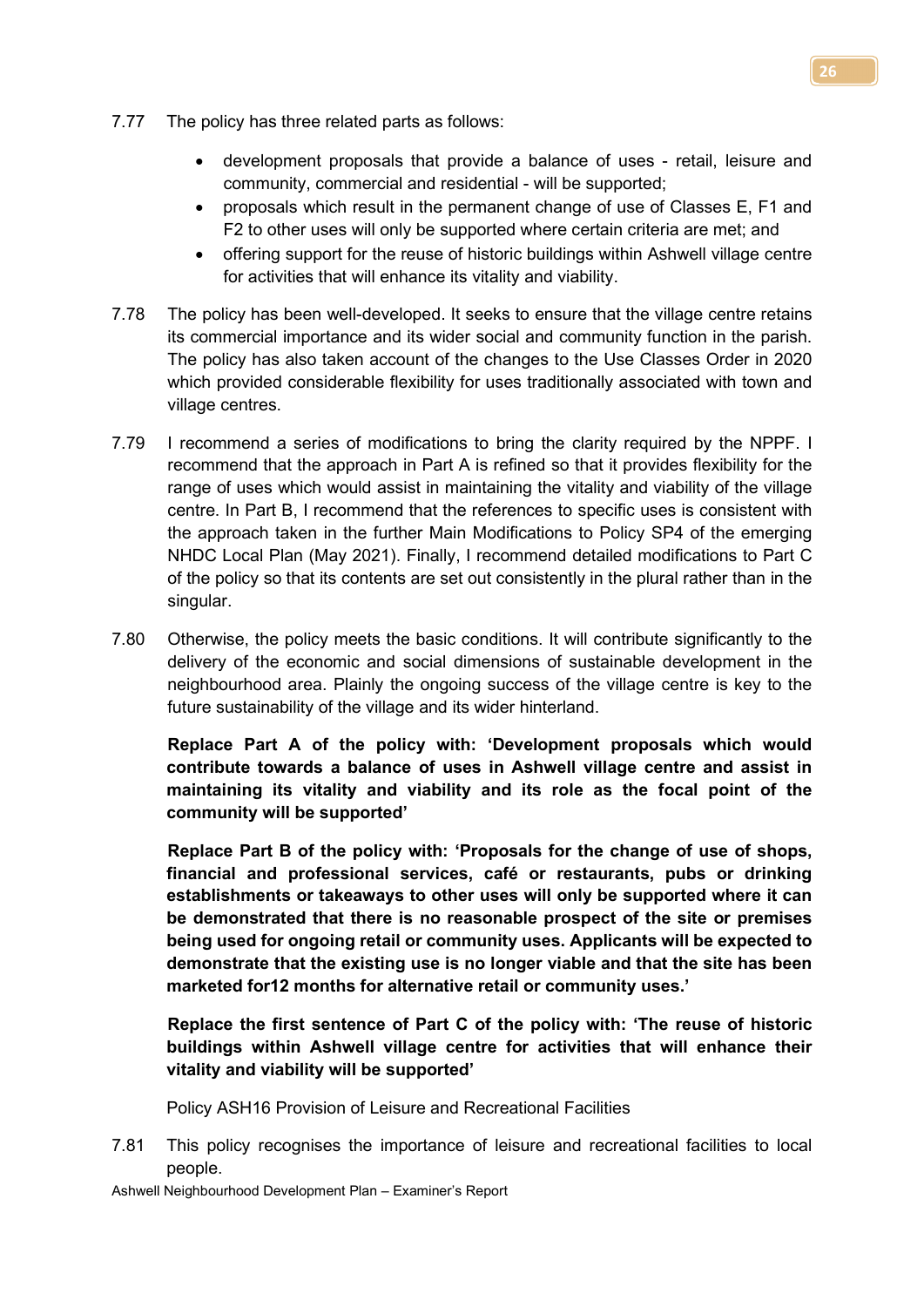7.77 The policy has three related parts as follows:

- development proposals that provide a balance of uses - retail, leisure and community, commercial and residential - will be supported;
- proposals which result in the permanent change of use of Classes E, F1 and F2 to other uses will only be supported where certain criteria are met; and
- offering support for the reuse of historic buildings within Ashwell village centre for activities that will enhance its vitality and viability.

7.78 The policy has been well-developed. It seeks to ensure that the village centre retains its commercial importance and its wider social and community function in the parish. The policy has also taken account of the changes to the Use Classes Order in 2020 which provided considerable flexibility for uses traditionally associated with town and village centres.

7.79 I recommend a series of modifications to bring the clarity required by the NPPF. I recommend that the approach in Part A is refined so that it provides flexibility for the range of uses which would assist in maintaining the vitality and viability of the village centre. In Part B, I recommend that the references to specific uses is consistent with the approach taken in the further Main Modifications to Policy SP4 of the emerging NHDC Local Plan (May 2021). Finally, I recommend detailed modifications to Part C of the policy so that its contents are set out consistently in the plural rather than in the singular.

7.80 Otherwise, the policy meets the basic conditions. It will contribute significantly to the delivery of the economic and social dimensions of sustainable development in the neighbourhood area. Plainly the ongoing success of the village centre is key to the future sustainability of the village and its wider hinterland.

**Replace Part A of the policy with: 'Development proposals which would contribute towards a balance of uses in Ashwell village centre and assist in maintaining its vitality and viability and its role as the focal point of the community will be supported'**

**Replace Part B of the policy with: 'Proposals for the change of use of shops, financial and professional services, café or restaurants, pubs or drinking establishments or takeaways to other uses will only be supported where it can be demonstrated that there is no reasonable prospect of the site or premises being used for ongoing retail or community uses. Applicants will be expected to demonstrate that the existing use is no longer viable and that the site has been marketed for12 months for alternative retail or community uses.'**

**Replace the first sentence of Part C of the policy with: 'The reuse of historic buildings within Ashwell village centre for activities that will enhance their vitality and viability will be supported'**

Policy ASH16 Provision of Leisure and Recreational Facilities

7.81 This policy recognises the importance of leisure and recreational facilities to local people.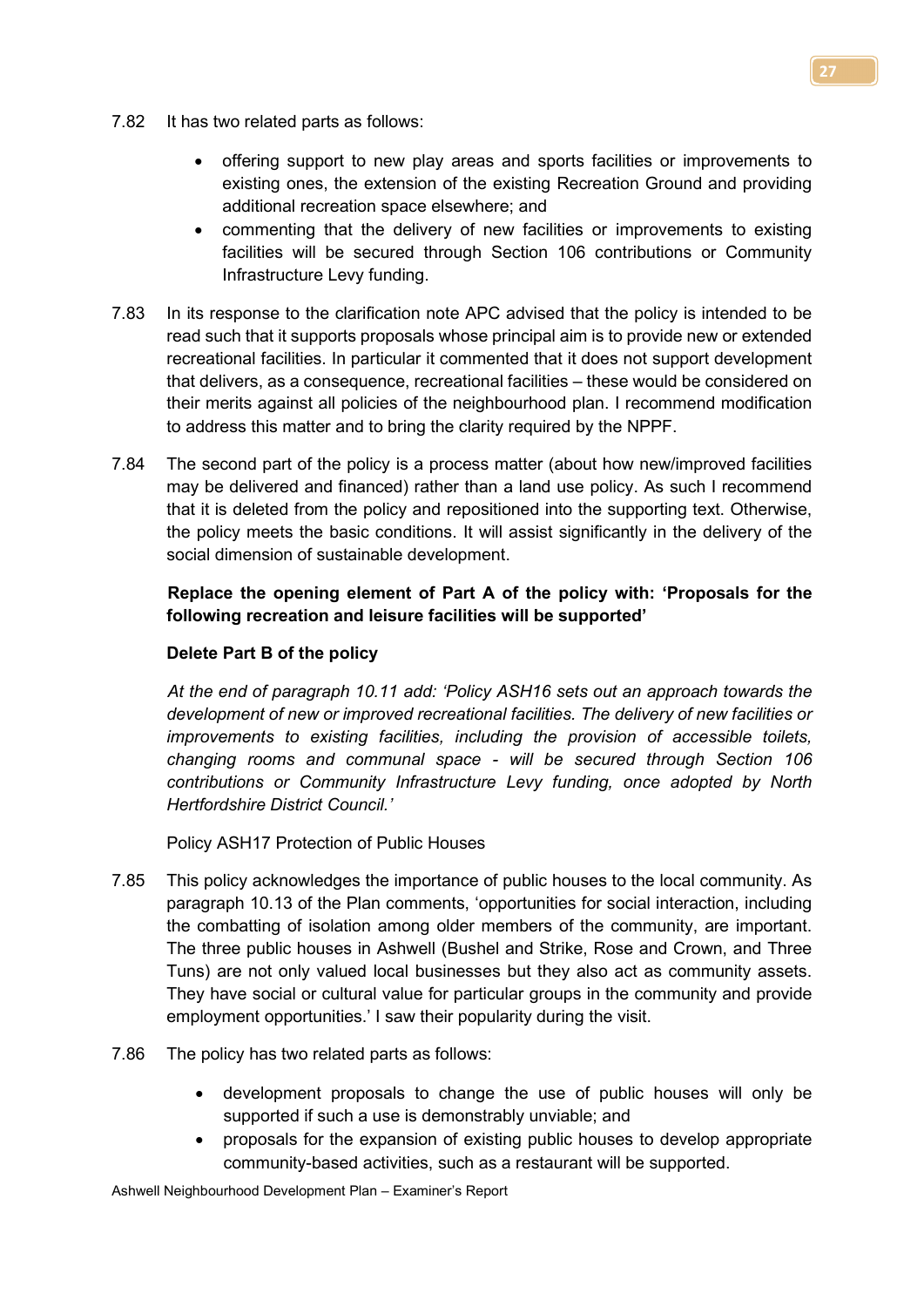7.82 It has two related parts as follows:

- offering support to new play areas and sports facilities or improvements to existing ones, the extension of the existing Recreation Ground and providing additional recreation space elsewhere; and
- commenting that the delivery of new facilities or improvements to existing facilities will be secured through Section 106 contributions or Community Infrastructure Levy funding.

7.83 In its response to the clarification note APC advised that the policy is intended to be read such that it supports proposals whose principal aim is to provide new or extended recreational facilities. In particular it commented that it does not support development that delivers, as a consequence, recreational facilities – these would be considered on their merits against all policies of the neighbourhood plan. I recommend modification to address this matter and to bring the clarity required by the NPPF.

7.84 The second part of the policy is a process matter (about how new/improved facilities may be delivered and financed) rather than a land use policy. As such I recommend that it is deleted from the policy and repositioned into the supporting text. Otherwise, the policy meets the basic conditions. It will assist significantly in the delivery of the social dimension of sustainable development.

**Replace the opening element of Part A of the policy with: 'Proposals for the following recreation and leisure facilities will be supported'**

**Delete Part B of the policy**

*At the end of paragraph 10.11 add: 'Policy ASH16 sets out an approach towards the development of new or improved recreational facilities. The delivery of new facilities or improvements to existing facilities, including the provision of accessible toilets, changing rooms and communal space - will be secured through Section 106 contributions or Community Infrastructure Levy funding, once adopted by North Hertfordshire District Council.'*

Policy ASH17 Protection of Public Houses

7.85 This policy acknowledges the importance of public houses to the local community. As paragraph 10.13 of the Plan comments, 'opportunities for social interaction, including the combatting of isolation among older members of the community, are important. The three public houses in Ashwell (Bushel and Strike, Rose and Crown, and Three Tuns) are not only valued local businesses but they also act as community assets. They have social or cultural value for particular groups in the community and provide employment opportunities.' I saw their popularity during the visit.

7.86 The policy has two related parts as follows:

- development proposals to change the use of public houses will only be supported if such a use is demonstrably unviable; and
- proposals for the expansion of existing public houses to develop appropriate community-based activities, such as a restaurant will be supported.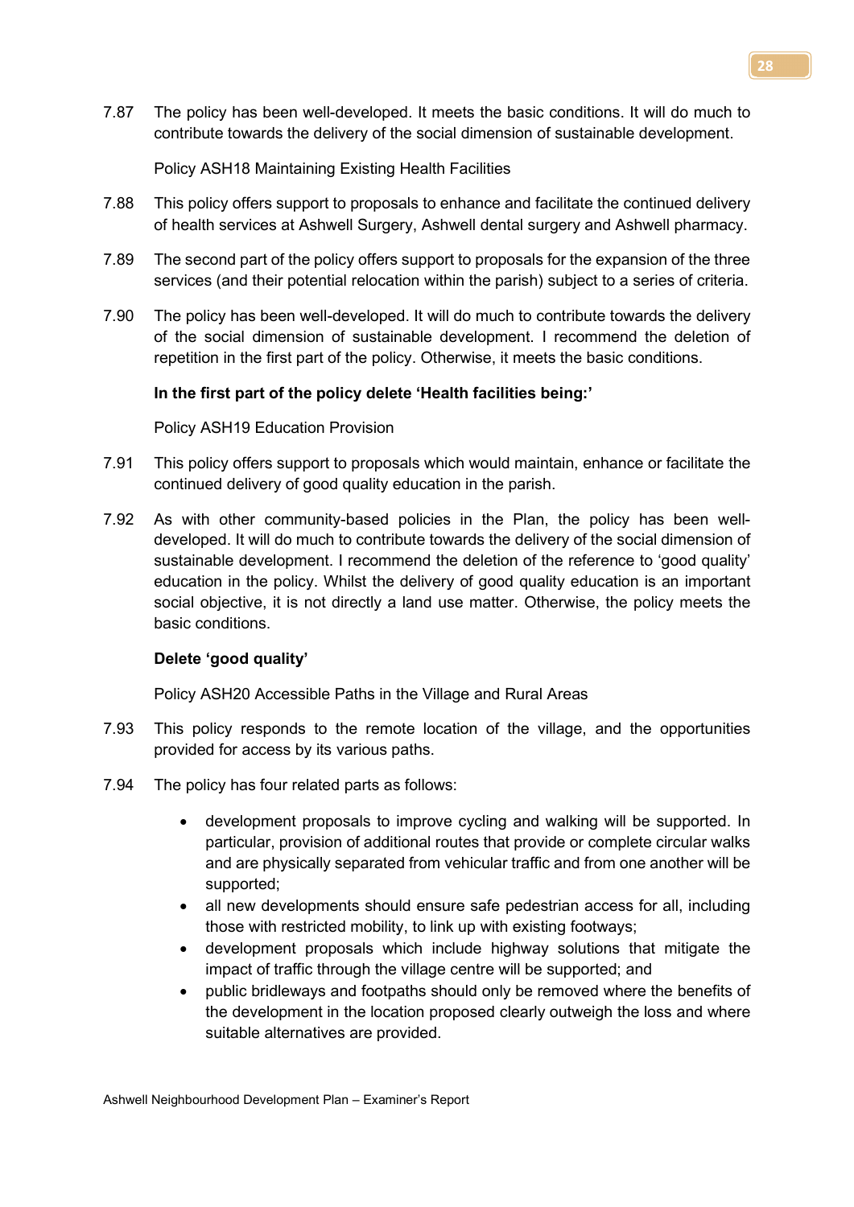7.87 The policy has been well-developed. It meets the basic conditions. It will do much to contribute towards the delivery of the social dimension of sustainable development.

Policy ASH18 Maintaining Existing Health Facilities

7.88 This policy offers support to proposals to enhance and facilitate the continued delivery of health services at Ashwell Surgery, Ashwell dental surgery and Ashwell pharmacy.

7.89 The second part of the policy offers support to proposals for the expansion of the three services (and their potential relocation within the parish) subject to a series of criteria.

7.90 The policy has been well-developed. It will do much to contribute towards the delivery of the social dimension of sustainable development. I recommend the deletion of repetition in the first part of the policy. Otherwise, it meets the basic conditions.

**In the first part of the policy delete 'Health facilities being:'**

Policy ASH19 Education Provision

7.91 This policy offers support to proposals which would maintain, enhance or facilitate the continued delivery of good quality education in the parish.

7.92 As with other community-based policies in the Plan, the policy has been well-developed. It will do much to contribute towards the delivery of the social dimension of sustainable development. I recommend the deletion of the reference to 'good quality' education in the policy. Whilst the delivery of good quality education is an important social objective, it is not directly a land use matter. Otherwise, the policy meets the basic conditions.

**Delete 'good quality'**

Policy ASH20 Accessible Paths in the Village and Rural Areas

7.93 This policy responds to the remote location of the village, and the opportunities provided for access by its various paths.

7.94 The policy has four related parts as follows:

- development proposals to improve cycling and walking will be supported. In particular, provision of additional routes that provide or complete circular walks and are physically separated from vehicular traffic and from one another will be supported;
- all new developments should ensure safe pedestrian access for all, including those with restricted mobility, to link up with existing footways;
- development proposals which include highway solutions that mitigate the impact of traffic through the village centre will be supported; and
- public bridleways and footpaths should only be removed where the benefits of the development in the location proposed clearly outweigh the loss and where suitable alternatives are provided.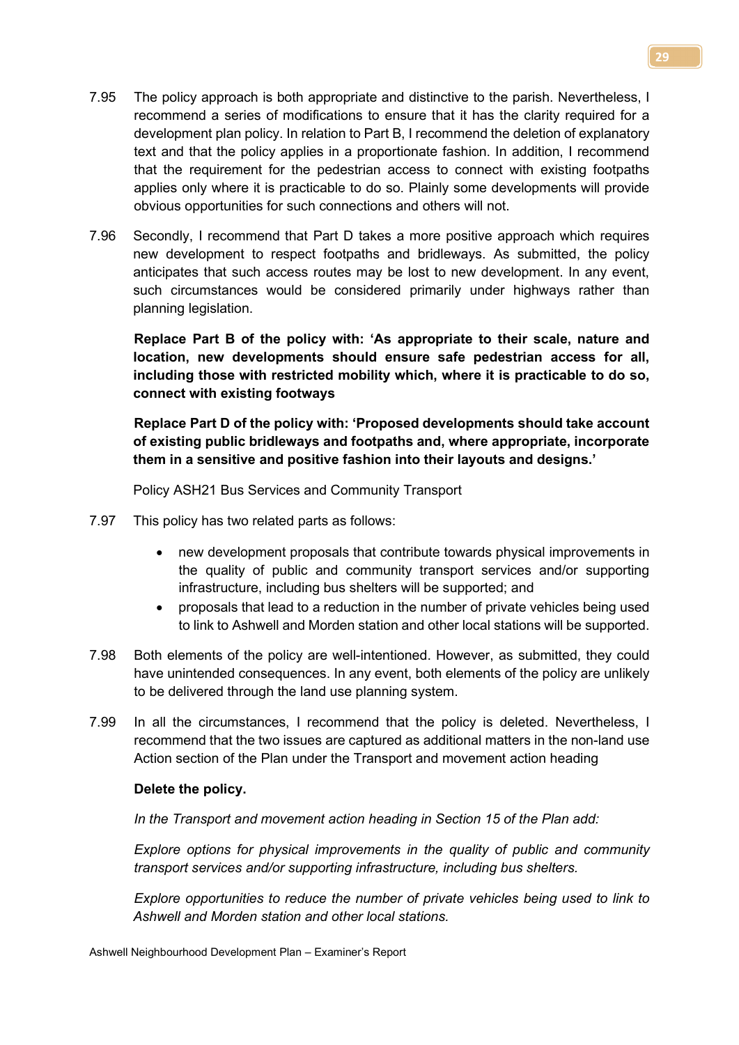7.95 The policy approach is both appropriate and distinctive to the parish. Nevertheless, I recommend a series of modifications to ensure that it has the clarity required for a development plan policy. In relation to Part B, I recommend the deletion of explanatory text and that the policy applies in a proportionate fashion. In addition, I recommend that the requirement for the pedestrian access to connect with existing footpaths applies only where it is practicable to do so. Plainly some developments will provide obvious opportunities for such connections and others will not.

7.96 Secondly, I recommend that Part D takes a more positive approach which requires new development to respect footpaths and bridleways. As submitted, the policy anticipates that such access routes may be lost to new development. In any event, such circumstances would be considered primarily under highways rather than planning legislation.

**Replace Part B of the policy with: 'As appropriate to their scale, nature and location, new developments should ensure safe pedestrian access for all, including those with restricted mobility which, where it is practicable to do so, connect with existing footways**

**Replace Part D of the policy with: 'Proposed developments should take account of existing public bridleways and footpaths and, where appropriate, incorporate them in a sensitive and positive fashion into their layouts and designs.'**

Policy ASH21 Bus Services and Community Transport

7.97 This policy has two related parts as follows:

- new development proposals that contribute towards physical improvements in the quality of public and community transport services and/or supporting infrastructure, including bus shelters will be supported; and
- proposals that lead to a reduction in the number of private vehicles being used to link to Ashwell and Morden station and other local stations will be supported.

7.98 Both elements of the policy are well-intentioned. However, as submitted, they could have unintended consequences. In any event, both elements of the policy are unlikely to be delivered through the land use planning system.

7.99 In all the circumstances, I recommend that the policy is deleted. Nevertheless, I recommend that the two issues are captured as additional matters in the non-land use Action section of the Plan under the Transport and movement action heading

**Delete the policy.**

*In the Transport and movement action heading in Section 15 of the Plan add:*

*Explore options for physical improvements in the quality of public and community transport services and/or supporting infrastructure, including bus shelters.*

*Explore opportunities to reduce the number of private vehicles being used to link to Ashwell and Morden station and other local stations.*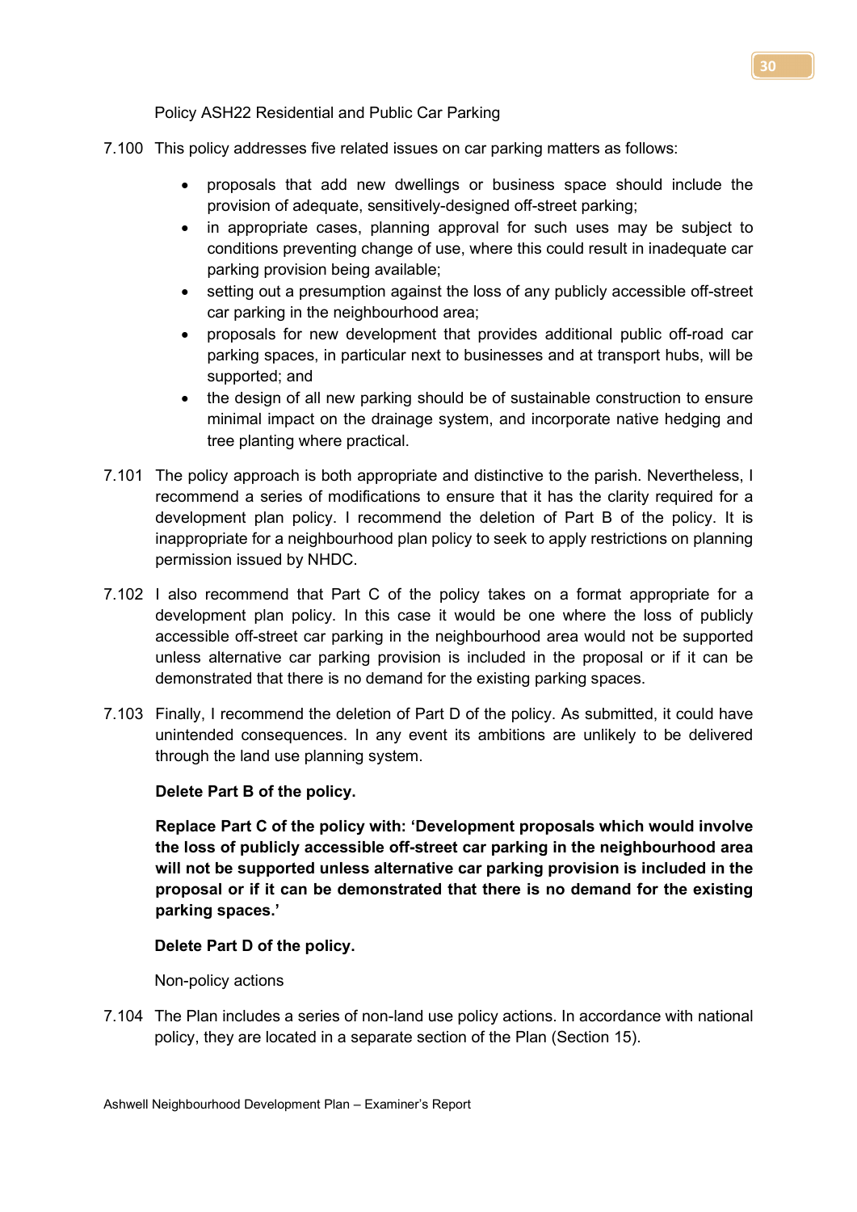Policy ASH22 Residential and Public Car Parking

7.100 This policy addresses five related issues on car parking matters as follows:

- proposals that add new dwellings or business space should include the provision of adequate, sensitively-designed off-street parking;
- in appropriate cases, planning approval for such uses may be subject to conditions preventing change of use, where this could result in inadequate car parking provision being available;
- setting out a presumption against the loss of any publicly accessible off-street car parking in the neighbourhood area;
- proposals for new development that provides additional public off-road car parking spaces, in particular next to businesses and at transport hubs, will be supported; and
- the design of all new parking should be of sustainable construction to ensure minimal impact on the drainage system, and incorporate native hedging and tree planting where practical.

7.101 The policy approach is both appropriate and distinctive to the parish. Nevertheless, I recommend a series of modifications to ensure that it has the clarity required for a development plan policy. I recommend the deletion of Part B of the policy. It is inappropriate for a neighbourhood plan policy to seek to apply restrictions on planning permission issued by NHDC.

7.102 I also recommend that Part C of the policy takes on a format appropriate for a development plan policy. In this case it would be one where the loss of publicly accessible off-street car parking in the neighbourhood area would not be supported unless alternative car parking provision is included in the proposal or if it can be demonstrated that there is no demand for the existing parking spaces.

7.103 Finally, I recommend the deletion of Part D of the policy. As submitted, it could have unintended consequences. In any event its ambitions are unlikely to be delivered through the land use planning system.

**Delete Part B of the policy.**

**Replace Part C of the policy with: 'Development proposals which would involve the loss of publicly accessible off-street car parking in the neighbourhood area will not be supported unless alternative car parking provision is included in the proposal or if it can be demonstrated that there is no demand for the existing parking spaces.'**

**Delete Part D of the policy.**

Non-policy actions

7.104 The Plan includes a series of non-land use policy actions. In accordance with national policy, they are located in a separate section of the Plan (Section 15).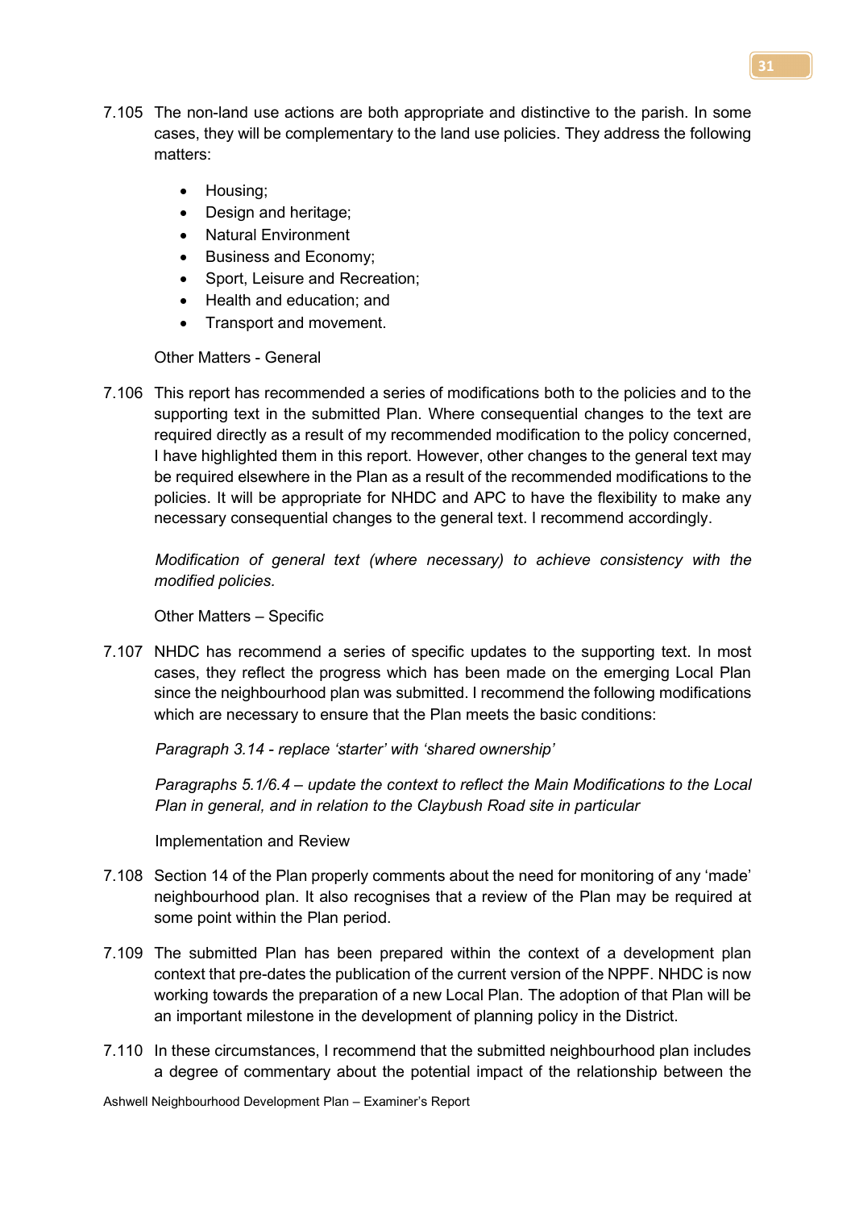7.105 The non-land use actions are both appropriate and distinctive to the parish. In some cases, they will be complementary to the land use policies. They address the following matters:

- Housing;
- Design and heritage;
- Natural Environment
- Business and Economy;
- Sport, Leisure and Recreation;
- Health and education; and
- Transport and movement.

Other Matters - General

7.106 This report has recommended a series of modifications both to the policies and to the supporting text in the submitted Plan. Where consequential changes to the text are required directly as a result of my recommended modification to the policy concerned, I have highlighted them in this report. However, other changes to the general text may be required elsewhere in the Plan as a result of the recommended modifications to the policies. It will be appropriate for NHDC and APC to have the flexibility to make any necessary consequential changes to the general text. I recommend accordingly.

*Modification of general text (where necessary) to achieve consistency with the modified policies.*

Other Matters – Specific

7.107 NHDC has recommend a series of specific updates to the supporting text. In most cases, they reflect the progress which has been made on the emerging Local Plan since the neighbourhood plan was submitted. I recommend the following modifications which are necessary to ensure that the Plan meets the basic conditions:

*Paragraph 3.14 - replace 'starter' with 'shared ownership'*

*Paragraphs 5.1/6.4 – update the context to reflect the Main Modifications to the Local Plan in general, and in relation to the Claybush Road site in particular*

Implementation and Review

7.108 Section 14 of the Plan properly comments about the need for monitoring of any 'made' neighbourhood plan. It also recognises that a review of the Plan may be required at some point within the Plan period.

7.109 The submitted Plan has been prepared within the context of a development plan context that pre-dates the publication of the current version of the NPPF. NHDC is now working towards the preparation of a new Local Plan. The adoption of that Plan will be an important milestone in the development of planning policy in the District.

7.110 In these circumstances, I recommend that the submitted neighbourhood plan includes a degree of commentary about the potential impact of the relationship between the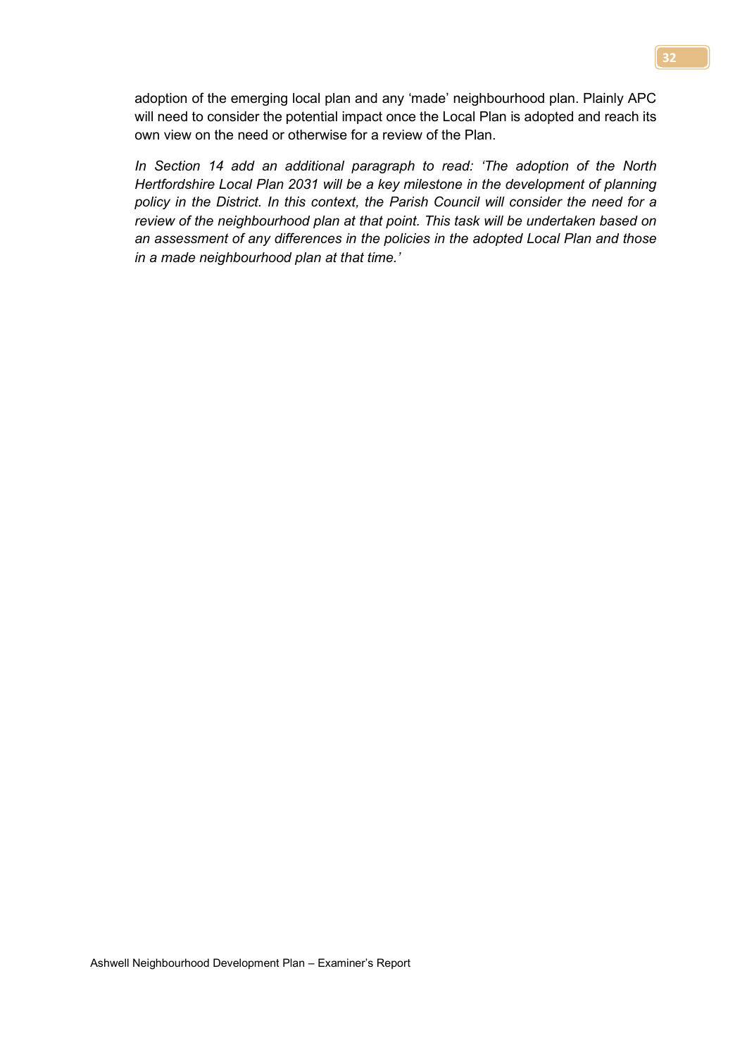adoption of the emerging local plan and any 'made' neighbourhood plan. Plainly APC will need to consider the potential impact once the Local Plan is adopted and reach its own view on the need or otherwise for a review of the Plan.

*In Section 14 add an additional paragraph to read: 'The adoption of the North Hertfordshire Local Plan 2031 will be a key milestone in the development of planning policy in the District. In this context, the Parish Council will consider the need for a review of the neighbourhood plan at that point. This task will be undertaken based on an assessment of any differences in the policies in the adopted Local Plan and those in a made neighbourhood plan at that time.'*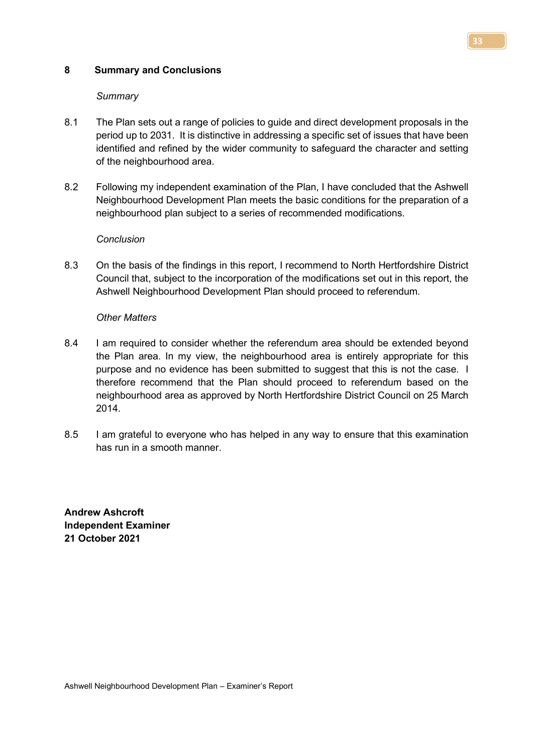## 8 Summary and Conclusions

*Summary*

8.1 The Plan sets out a range of policies to guide and direct development proposals in the period up to 2031. It is distinctive in addressing a specific set of issues that have been identified and refined by the wider community to safeguard the character and setting of the neighbourhood area.

8.2 Following my independent examination of the Plan, I have concluded that the Ashwell Neighbourhood Development Plan meets the basic conditions for the preparation of a neighbourhood plan subject to a series of recommended modifications.

*Conclusion*

8.3 On the basis of the findings in this report, I recommend to North Hertfordshire District Council that, subject to the incorporation of the modifications set out in this report, the Ashwell Neighbourhood Development Plan should proceed to referendum.

*Other Matters*

8.4 I am required to consider whether the referendum area should be extended beyond the Plan area. In my view, the neighbourhood area is entirely appropriate for this purpose and no evidence has been submitted to suggest that this is not the case. I therefore recommend that the Plan should proceed to referendum based on the neighbourhood area as approved by North Hertfordshire District Council on 25 March 2014.

8.5 I am grateful to everyone who has helped in any way to ensure that this examination has run in a smooth manner.

**Andrew Ashcroft**
**Independent Examiner**
**21 October 2021**